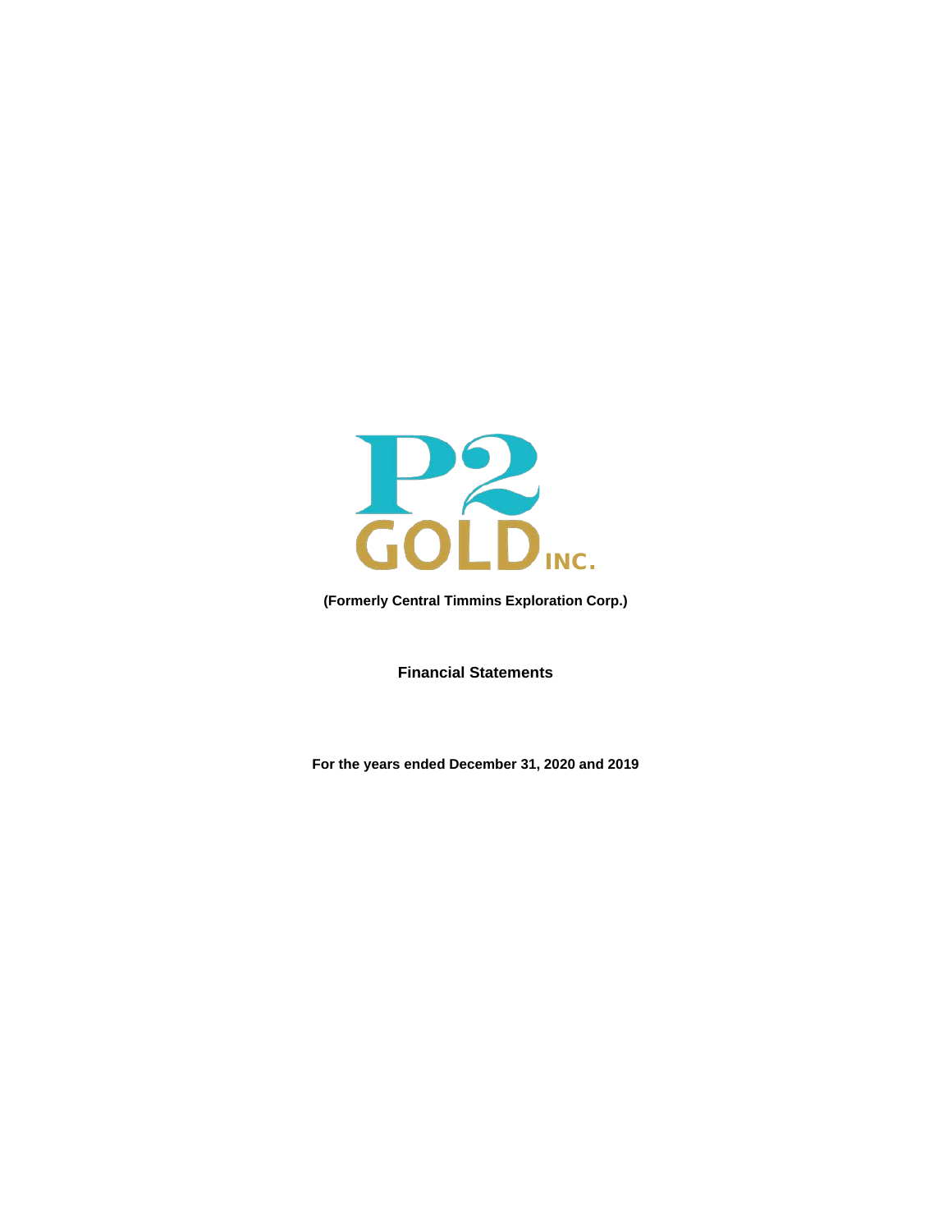P2 GOLD INC.

**(Formerly Central Timmins Exploration Corp.)**

**Financial Statements**

**For the years ended December 31, 2020 and 2019**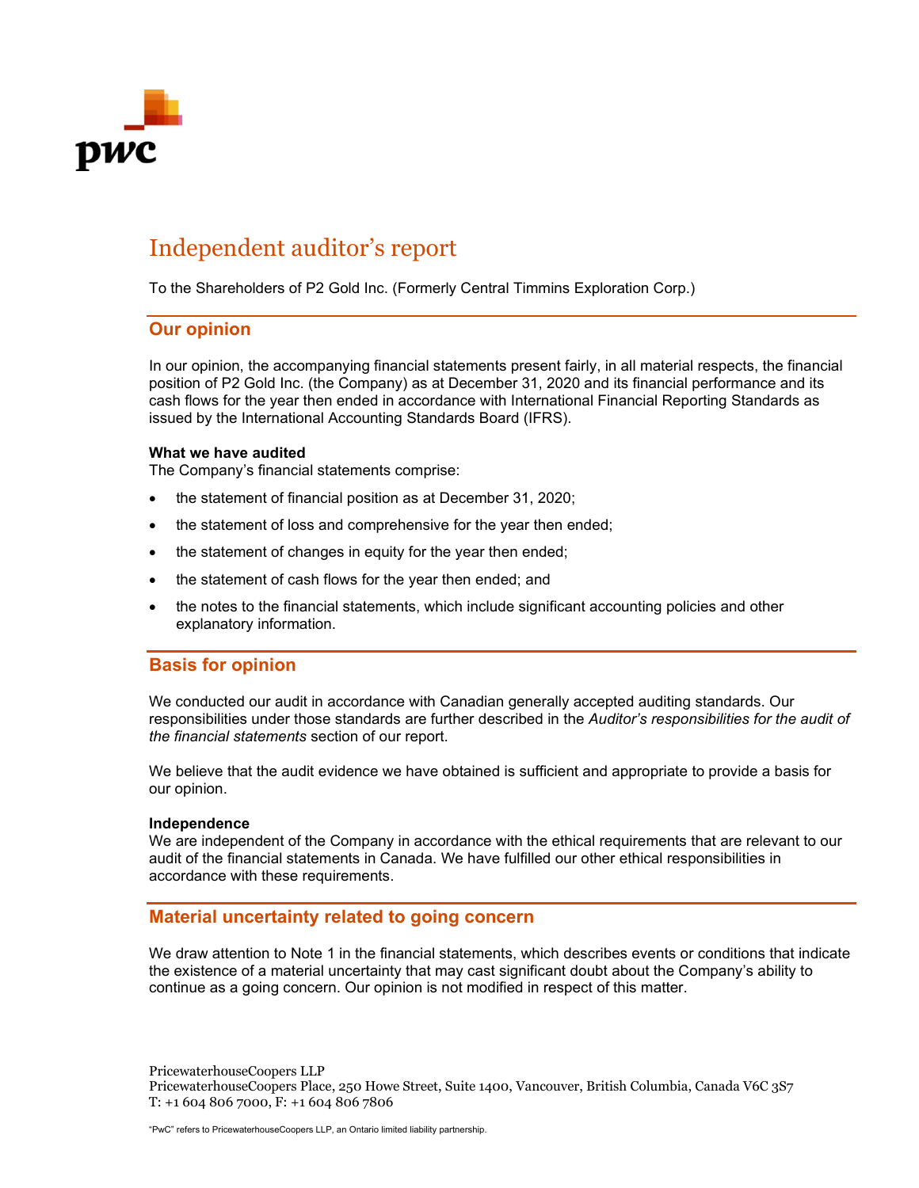# Independent auditor's report

To the Shareholders of P2 Gold Inc. (Formerly Central Timmins Exploration Corp.)

## Our opinion

In our opinion, the accompanying financial statements present fairly, in all material respects, the financial position of P2 Gold Inc. (the Company) as at December 31, 2020 and its financial performance and its cash flows for the year then ended in accordance with International Financial Reporting Standards as issued by the International Accounting Standards Board (IFRS).

**What we have audited**

The Company's financial statements comprise:

- the statement of financial position as at December 31, 2020;
- the statement of loss and comprehensive for the year then ended;
- the statement of changes in equity for the year then ended;
- the statement of cash flows for the year then ended; and
- the notes to the financial statements, which include significant accounting policies and other explanatory information.

## Basis for opinion

We conducted our audit in accordance with Canadian generally accepted auditing standards. Our responsibilities under those standards are further described in the *Auditor's responsibilities for the audit of the financial statements* section of our report.

We believe that the audit evidence we have obtained is sufficient and appropriate to provide a basis for our opinion.

**Independence**

We are independent of the Company in accordance with the ethical requirements that are relevant to our audit of the financial statements in Canada. We have fulfilled our other ethical responsibilities in accordance with these requirements.

## Material uncertainty related to going concern

We draw attention to Note 1 in the financial statements, which describes events or conditions that indicate the existence of a material uncertainty that may cast significant doubt about the Company's ability to continue as a going concern. Our opinion is not modified in respect of this matter.

PricewaterhouseCoopers LLP
PricewaterhouseCoopers Place, 250 Howe Street, Suite 1400, Vancouver, British Columbia, Canada V6C 3S7
T: +1 604 806 7000, F: +1 604 806 7806

"PwC" refers to PricewaterhouseCoopers LLP, an Ontario limited liability partnership.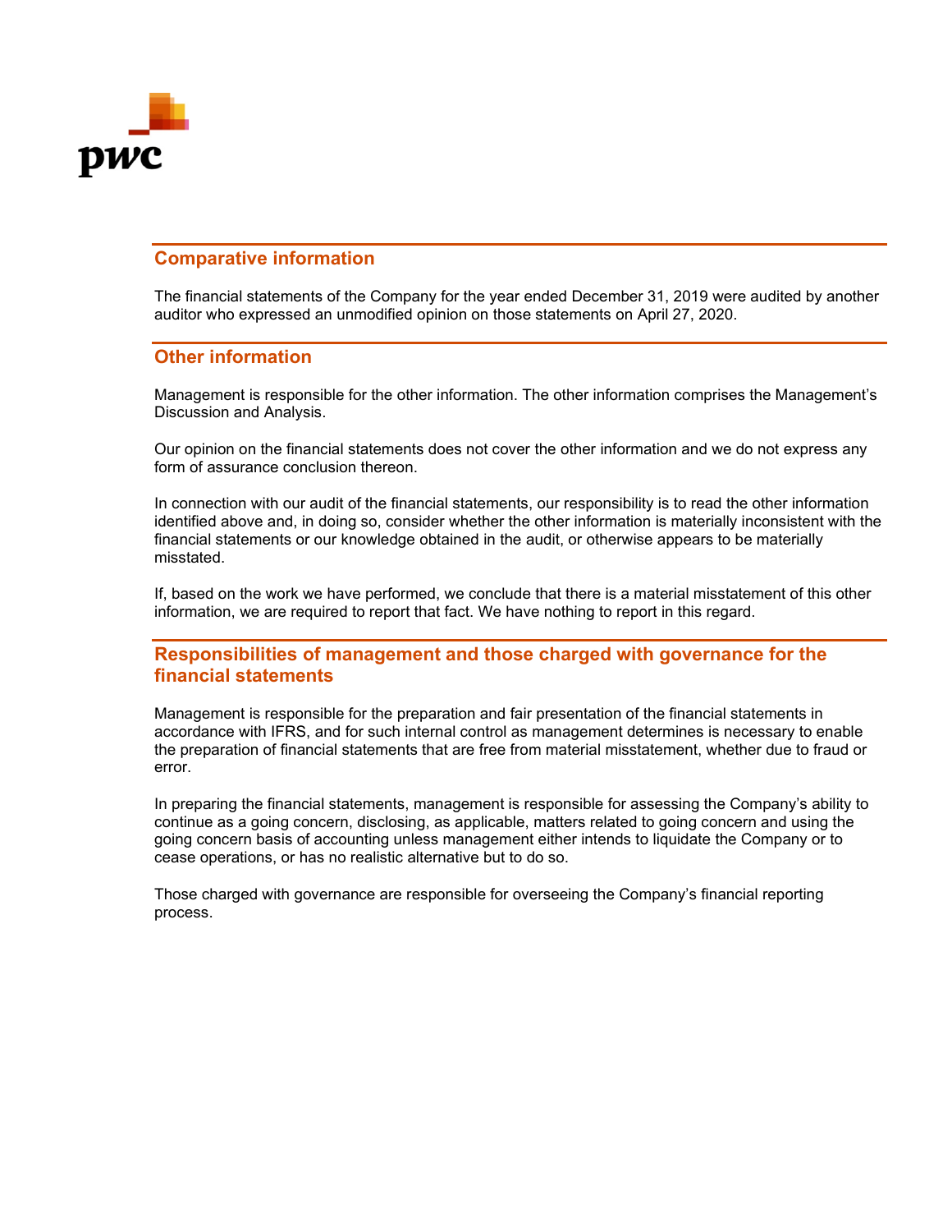## Comparative information

The financial statements of the Company for the year ended December 31, 2019 were audited by another auditor who expressed an unmodified opinion on those statements on April 27, 2020.

## Other information

Management is responsible for the other information. The other information comprises the Management's Discussion and Analysis.

Our opinion on the financial statements does not cover the other information and we do not express any form of assurance conclusion thereon.

In connection with our audit of the financial statements, our responsibility is to read the other information identified above and, in doing so, consider whether the other information is materially inconsistent with the financial statements or our knowledge obtained in the audit, or otherwise appears to be materially misstated.

If, based on the work we have performed, we conclude that there is a material misstatement of this other information, we are required to report that fact. We have nothing to report in this regard.

## Responsibilities of management and those charged with governance for the financial statements

Management is responsible for the preparation and fair presentation of the financial statements in accordance with IFRS, and for such internal control as management determines is necessary to enable the preparation of financial statements that are free from material misstatement, whether due to fraud or error.

In preparing the financial statements, management is responsible for assessing the Company's ability to continue as a going concern, disclosing, as applicable, matters related to going concern and using the going concern basis of accounting unless management either intends to liquidate the Company or to cease operations, or has no realistic alternative but to do so.

Those charged with governance are responsible for overseeing the Company's financial reporting process.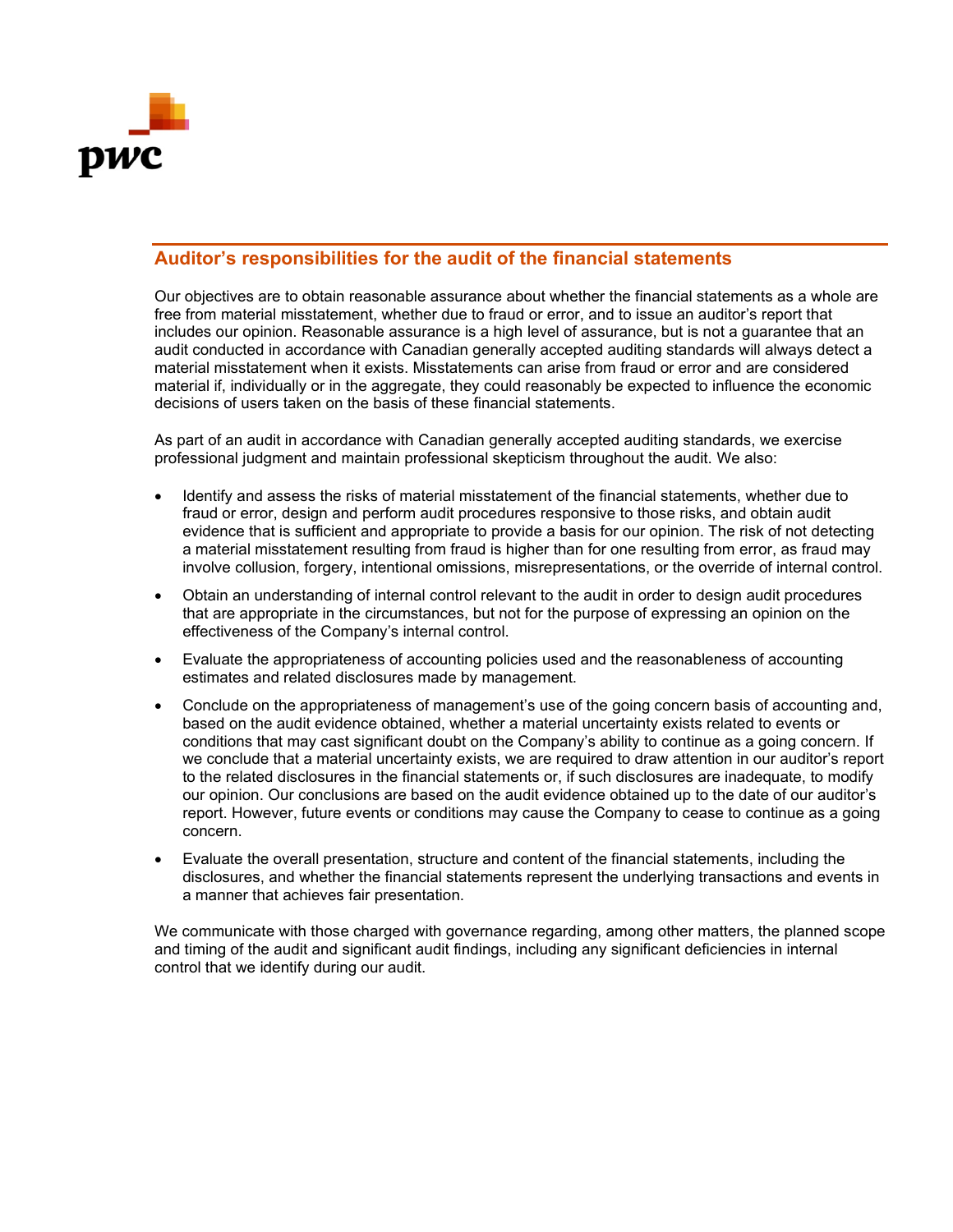## Auditor's responsibilities for the audit of the financial statements

Our objectives are to obtain reasonable assurance about whether the financial statements as a whole are free from material misstatement, whether due to fraud or error, and to issue an auditor's report that includes our opinion. Reasonable assurance is a high level of assurance, but is not a guarantee that an audit conducted in accordance with Canadian generally accepted auditing standards will always detect a material misstatement when it exists. Misstatements can arise from fraud or error and are considered material if, individually or in the aggregate, they could reasonably be expected to influence the economic decisions of users taken on the basis of these financial statements.

As part of an audit in accordance with Canadian generally accepted auditing standards, we exercise professional judgment and maintain professional skepticism throughout the audit. We also:

- Identify and assess the risks of material misstatement of the financial statements, whether due to fraud or error, design and perform audit procedures responsive to those risks, and obtain audit evidence that is sufficient and appropriate to provide a basis for our opinion. The risk of not detecting a material misstatement resulting from fraud is higher than for one resulting from error, as fraud may involve collusion, forgery, intentional omissions, misrepresentations, or the override of internal control.
- Obtain an understanding of internal control relevant to the audit in order to design audit procedures that are appropriate in the circumstances, but not for the purpose of expressing an opinion on the effectiveness of the Company's internal control.
- Evaluate the appropriateness of accounting policies used and the reasonableness of accounting estimates and related disclosures made by management.
- Conclude on the appropriateness of management's use of the going concern basis of accounting and, based on the audit evidence obtained, whether a material uncertainty exists related to events or conditions that may cast significant doubt on the Company's ability to continue as a going concern. If we conclude that a material uncertainty exists, we are required to draw attention in our auditor's report to the related disclosures in the financial statements or, if such disclosures are inadequate, to modify our opinion. Our conclusions are based on the audit evidence obtained up to the date of our auditor's report. However, future events or conditions may cause the Company to cease to continue as a going concern.
- Evaluate the overall presentation, structure and content of the financial statements, including the disclosures, and whether the financial statements represent the underlying transactions and events in a manner that achieves fair presentation.

We communicate with those charged with governance regarding, among other matters, the planned scope and timing of the audit and significant audit findings, including any significant deficiencies in internal control that we identify during our audit.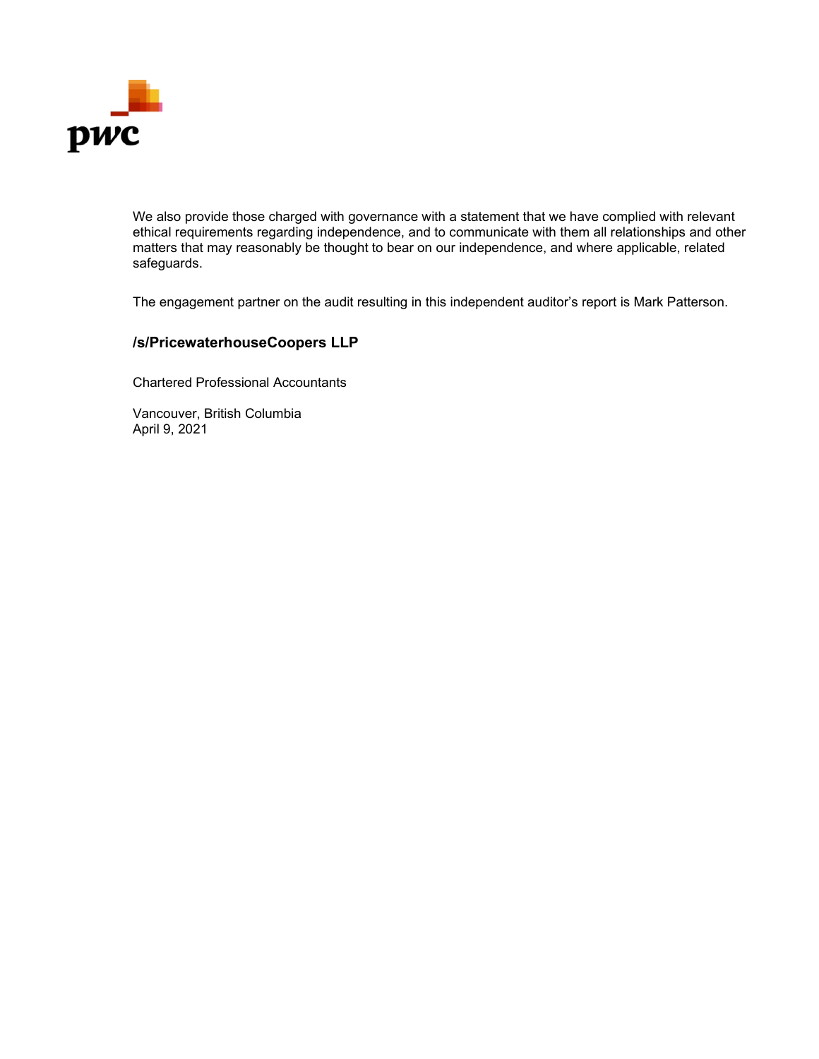We also provide those charged with governance with a statement that we have complied with relevant ethical requirements regarding independence, and to communicate with them all relationships and other matters that may reasonably be thought to bear on our independence, and where applicable, related safeguards.

The engagement partner on the audit resulting in this independent auditor's report is Mark Patterson.

**/s/PricewaterhouseCoopers LLP**

Chartered Professional Accountants

Vancouver, British Columbia
April 9, 2021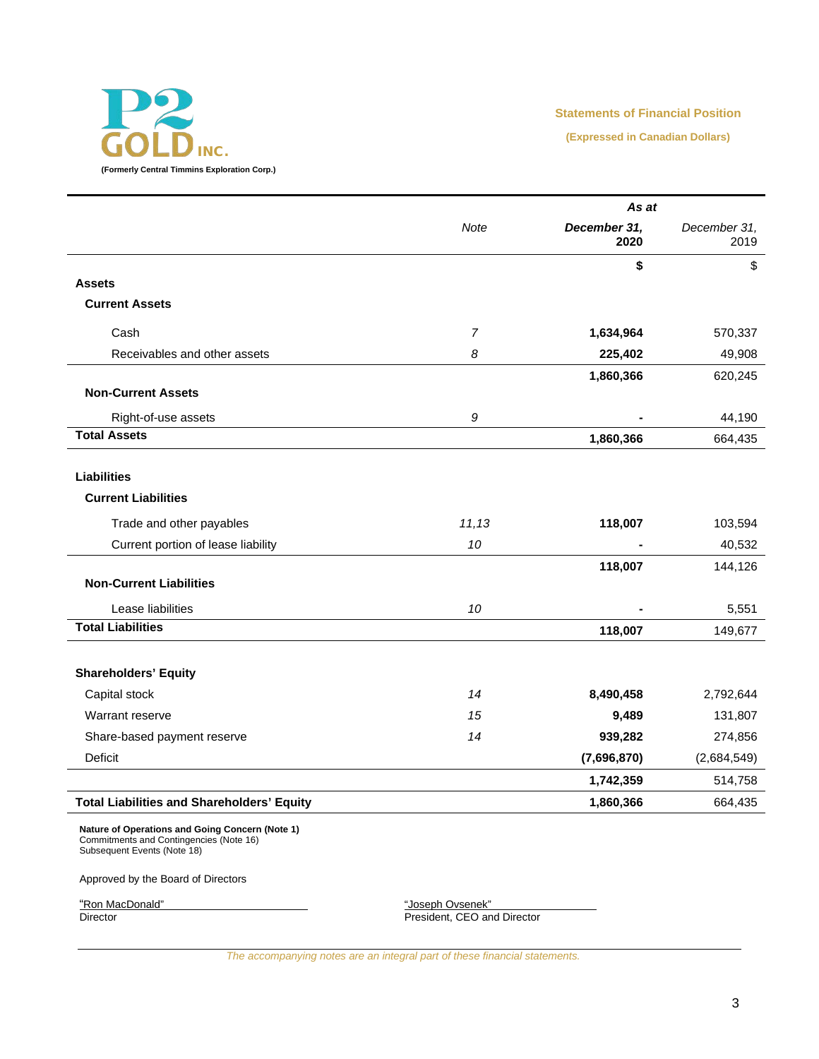**P2 GOLD INC.**

**(Formerly Central Timmins Exploration Corp.)**

**Statements of Financial Position**

**(Expressed in Canadian Dollars)**

| | Note | As at December 31, 2020 | As at December 31, 2019 |
|---|---|---|---|
| | | **$** | $ |
| **Assets** | | | |
| **Current Assets** | | | |
| Cash | 7 | **1,634,964** | 570,337 |
| Receivables and other assets | 8 | **225,402** | 49,908 |
| | | **1,860,366** | 620,245 |
| **Non-Current Assets** | | | |
| Right-of-use assets | 9 | **-** | 44,190 |
| **Total Assets** | | **1,860,366** | 664,435 |
| **Liabilities** | | | |
| **Current Liabilities** | | | |
| Trade and other payables | 11,13 | **118,007** | 103,594 |
| Current portion of lease liability | 10 | **-** | 40,532 |
| | | **118,007** | 144,126 |
| **Non-Current Liabilities** | | | |
| Lease liabilities | 10 | **-** | 5,551 |
| **Total Liabilities** | | **118,007** | 149,677 |
| **Shareholders' Equity** | | | |
| Capital stock | 14 | **8,490,458** | 2,792,644 |
| Warrant reserve | 15 | **9,489** | 131,807 |
| Share-based payment reserve | 14 | **939,282** | 274,856 |
| Deficit | | **(7,696,870)** | (2,684,549) |
| | | **1,742,359** | 514,758 |
| **Total Liabilities and Shareholders' Equity** | | **1,860,366** | 664,435 |

**Nature of Operations and Going Concern (Note 1)**
Commitments and Contingencies (Note 16)
Subsequent Events (Note 18)

Approved by the Board of Directors

"Ron MacDonald"
Director

"Joseph Ovsenek"
President, CEO and Director

*The accompanying notes are an integral part of these financial statements.*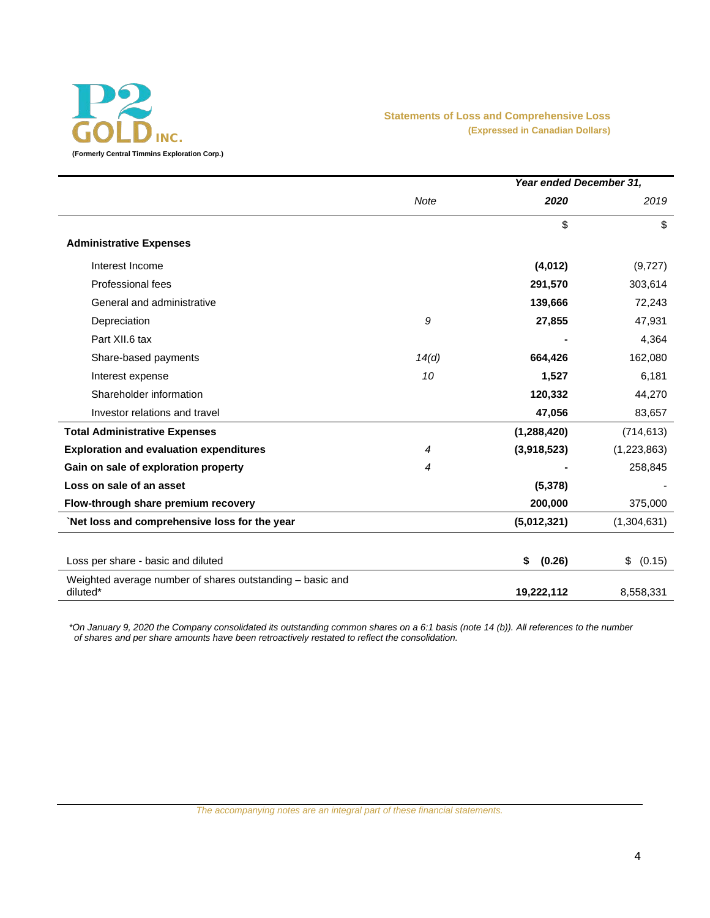**P2 GOLD INC.**
**(Formerly Central Timmins Exploration Corp.)**

## Statements of Loss and Comprehensive Loss
**(Expressed in Canadian Dollars)**

| | Note | Year ended December 31, 2020 | 2019 |
|---|---|---|---|
| | | $ | $ |
| **Administrative Expenses** | | | |
| Interest Income | | **(4,012)** | (9,727) |
| Professional fees | | **291,570** | 303,614 |
| General and administrative | | **139,666** | 72,243 |
| Depreciation | 9 | **27,855** | 47,931 |
| Part XII.6 tax | | **-** | 4,364 |
| Share-based payments | 14(d) | **664,426** | 162,080 |
| Interest expense | 10 | **1,527** | 6,181 |
| Shareholder information | | **120,332** | 44,270 |
| Investor relations and travel | | **47,056** | 83,657 |
| **Total Administrative Expenses** | | **(1,288,420)** | (714,613) |
| **Exploration and evaluation expenditures** | 4 | **(3,918,523)** | (1,223,863) |
| **Gain on sale of exploration property** | 4 | **-** | 258,845 |
| **Loss on sale of an asset** | | **(5,378)** | - |
| **Flow-through share premium recovery** | | **200,000** | 375,000 |
| **`Net loss and comprehensive loss for the year** | | **(5,012,321)** | (1,304,631) |
| | | | |
| Loss per share - basic and diluted | | **$ (0.26)** | $ (0.15) |
| Weighted average number of shares outstanding – basic and diluted* | | **19,222,112** | 8,558,331 |

*\*On January 9, 2020 the Company consolidated its outstanding common shares on a 6:1 basis (note 14 (b)). All references to the number of shares and per share amounts have been retroactively restated to reflect the consolidation.*

*The accompanying notes are an integral part of these financial statements.*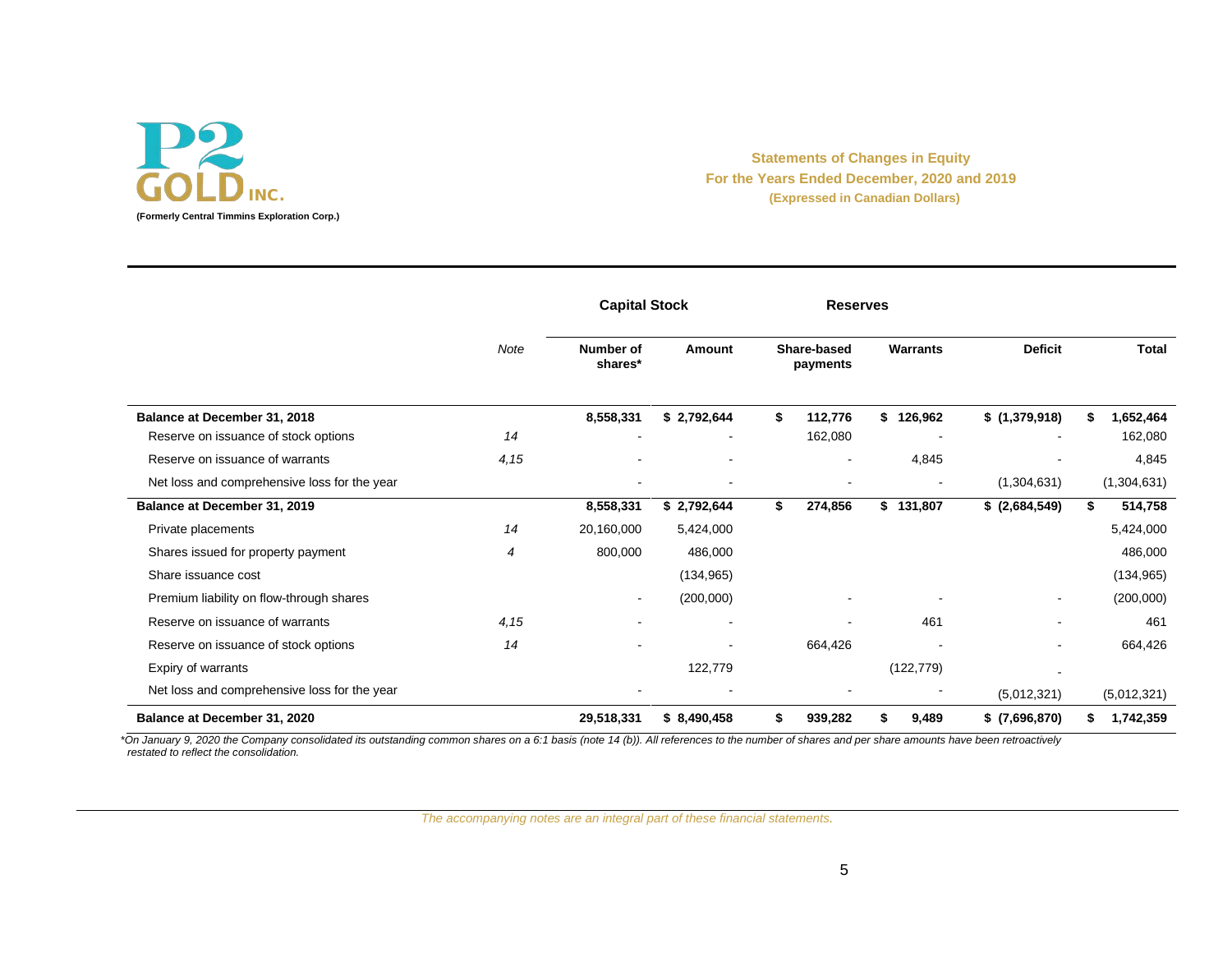**P2 GOLD INC.**

**(Formerly Central Timmins Exploration Corp.)**

**Statements of Changes in Equity**
**For the Years Ended December, 2020 and 2019**
**(Expressed in Canadian Dollars)**

| | | Capital Stock | | Reserves | | | |
|---|---|---|---|---|---|---|---|
| | *Note* | **Number of shares*** | **Amount** | **Share-based payments** | **Warrants** | **Deficit** | **Total** |
| **Balance at December 31, 2018** | | **8,558,331** | **$ 2,792,644** | **$ 112,776** | **$ 126,962** | **$ (1,379,918)** | **$ 1,652,464** |
| Reserve on issuance of stock options | *14* | - | - | 162,080 | - | - | 162,080 |
| Reserve on issuance of warrants | *4,15* | - | - | - | 4,845 | - | 4,845 |
| Net loss and comprehensive loss for the year | | - | - | - | - | (1,304,631) | (1,304,631) |
| **Balance at December 31, 2019** | | **8,558,331** | **$ 2,792,644** | **$ 274,856** | **$ 131,807** | **$ (2,684,549)** | **$ 514,758** |
| Private placements | *14* | 20,160,000 | 5,424,000 | | | | 5,424,000 |
| Shares issued for property payment | *4* | 800,000 | 486,000 | | | | 486,000 |
| Share issuance cost | | | (134,965) | | | | (134,965) |
| Premium liability on flow-through shares | | - | (200,000) | - | - | - | (200,000) |
| Reserve on issuance of warrants | *4,15* | - | - | - | 461 | - | 461 |
| Reserve on issuance of stock options | *14* | - | - | 664,426 | - | - | 664,426 |
| Expiry of warrants | | | 122,779 | | (122,779) | - | |
| Net loss and comprehensive loss for the year | | - | - | - | - | (5,012,321) | (5,012,321) |
| **Balance at December 31, 2020** | | **29,518,331** | **$ 8,490,458** | **$ 939,282** | **$ 9,489** | **$ (7,696,870)** | **$ 1,742,359** |

**On January 9, 2020 the Company consolidated its outstanding common shares on a 6:1 basis (note 14 (b)). All references to the number of shares and per share amounts have been retroactively restated to reflect the consolidation.*

*The accompanying notes are an integral part of these financial statements.*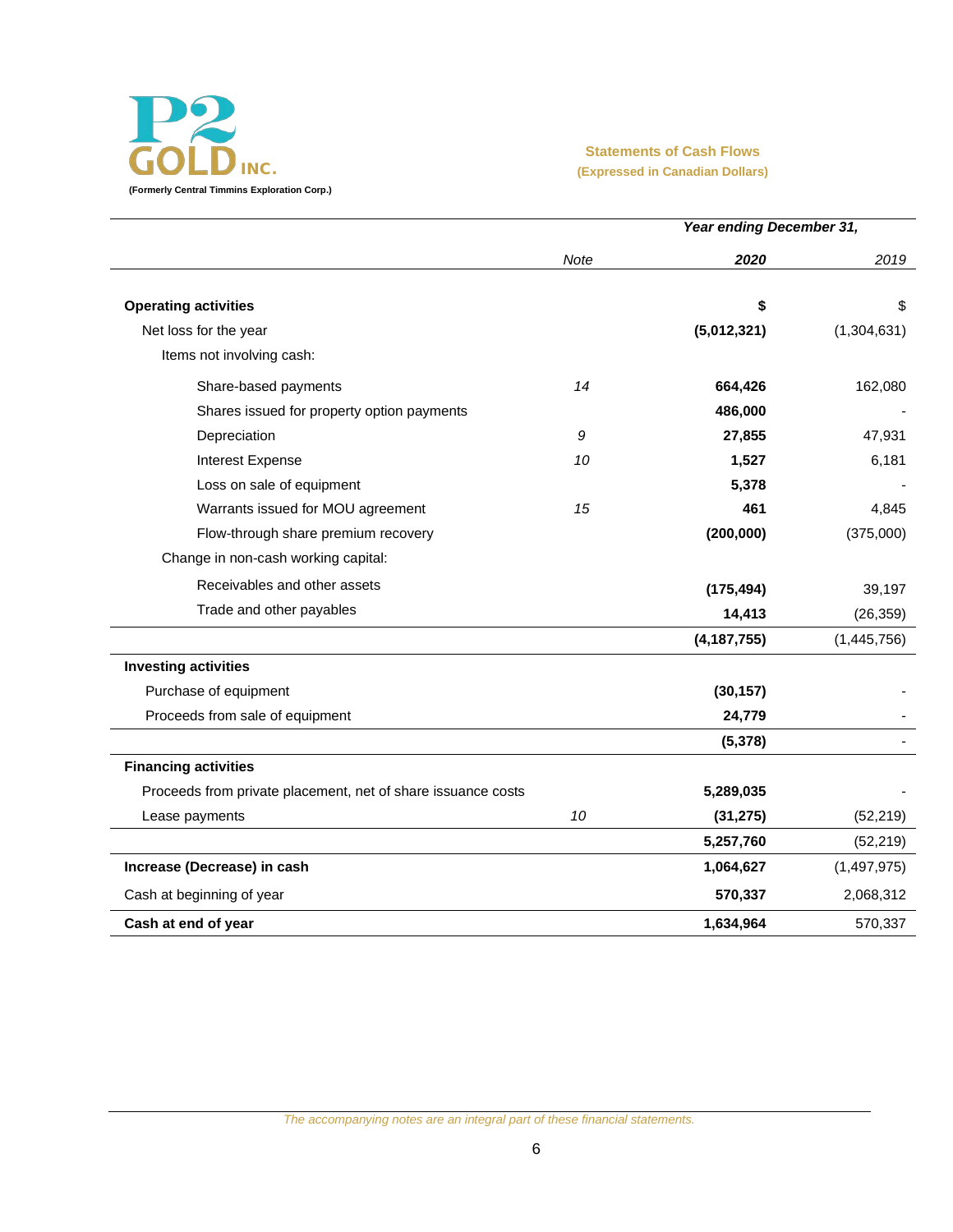**P2 GOLD INC.**
**(Formerly Central Timmins Exploration Corp.)**

## Statements of Cash Flows
**(Expressed in Canadian Dollars)**

| | Note | *Year ending December 31,* **2020** | 2019 |
|---|---|---|---|
| **Operating activities** | | **$** | $ |
| Net loss for the year | | **(5,012,321)** | (1,304,631) |
| Items not involving cash: | | | |
| Share-based payments | *14* | **664,426** | 162,080 |
| Shares issued for property option payments | | **486,000** | - |
| Depreciation | *9* | **27,855** | 47,931 |
| Interest Expense | *10* | **1,527** | 6,181 |
| Loss on sale of equipment | | **5,378** | - |
| Warrants issued for MOU agreement | *15* | **461** | 4,845 |
| Flow-through share premium recovery | | **(200,000)** | (375,000) |
| Change in non-cash working capital: | | | |
| Receivables and other assets | | **(175,494)** | 39,197 |
| Trade and other payables | | **14,413** | (26,359) |
| | | **(4,187,755)** | (1,445,756) |
| **Investing activities** | | | |
| Purchase of equipment | | **(30,157)** | - |
| Proceeds from sale of equipment | | **24,779** | - |
| | | **(5,378)** | - |
| **Financing activities** | | | |
| Proceeds from private placement, net of share issuance costs | | **5,289,035** | - |
| Lease payments | *10* | **(31,275)** | (52,219) |
| | | **5,257,760** | (52,219) |
| **Increase (Decrease) in cash** | | **1,064,627** | (1,497,975) |
| Cash at beginning of year | | **570,337** | 2,068,312 |
| **Cash at end of year** | | **1,634,964** | 570,337 |

*The accompanying notes are an integral part of these financial statements.*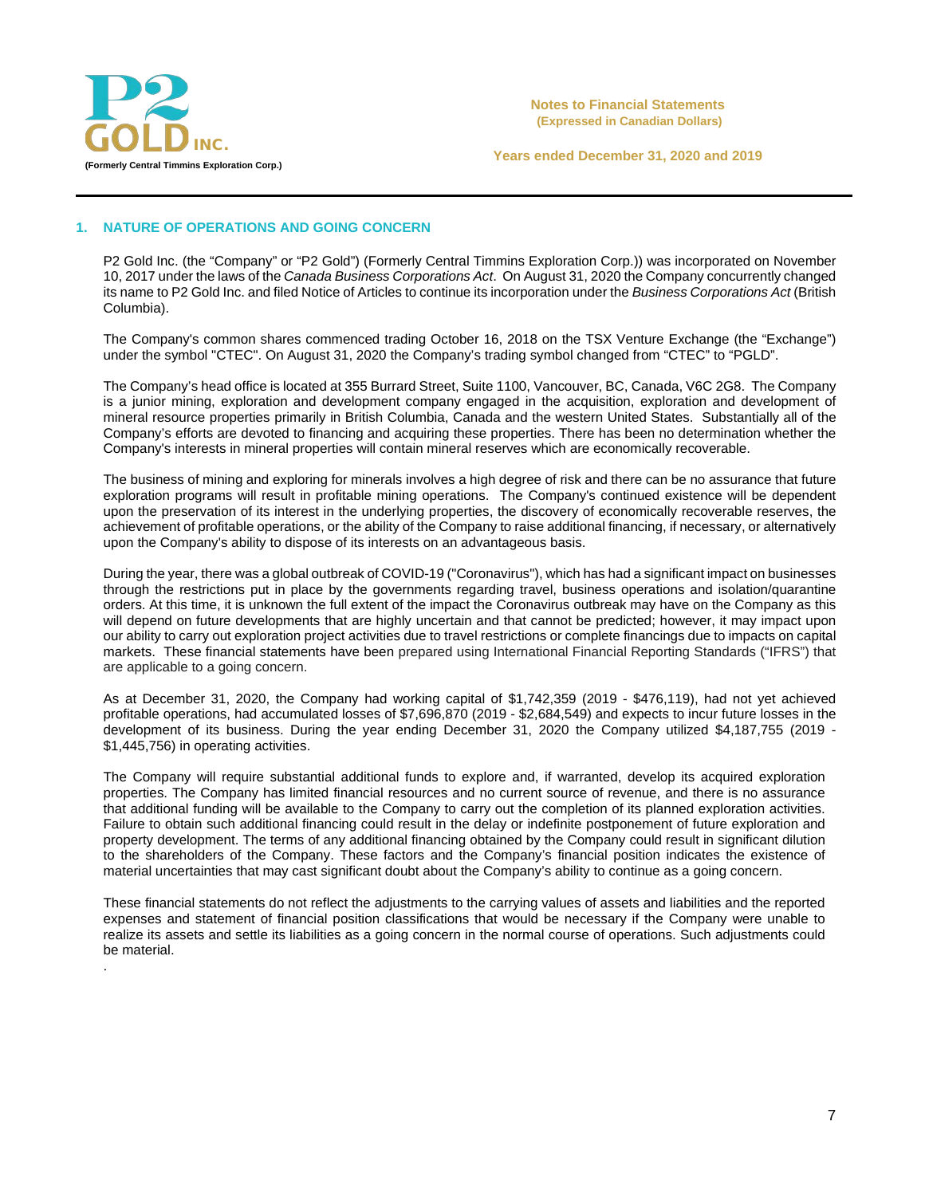## 1. NATURE OF OPERATIONS AND GOING CONCERN

P2 Gold Inc. (the "Company" or "P2 Gold") (Formerly Central Timmins Exploration Corp.)) was incorporated on November 10, 2017 under the laws of the *Canada Business Corporations Act*. On August 31, 2020 the Company concurrently changed its name to P2 Gold Inc. and filed Notice of Articles to continue its incorporation under the *Business Corporations Act* (British Columbia).

The Company's common shares commenced trading October 16, 2018 on the TSX Venture Exchange (the "Exchange") under the symbol "CTEC". On August 31, 2020 the Company's trading symbol changed from "CTEC" to "PGLD".

The Company's head office is located at 355 Burrard Street, Suite 1100, Vancouver, BC, Canada, V6C 2G8. The Company is a junior mining, exploration and development company engaged in the acquisition, exploration and development of mineral resource properties primarily in British Columbia, Canada and the western United States. Substantially all of the Company's efforts are devoted to financing and acquiring these properties. There has been no determination whether the Company's interests in mineral properties will contain mineral reserves which are economically recoverable.

The business of mining and exploring for minerals involves a high degree of risk and there can be no assurance that future exploration programs will result in profitable mining operations. The Company's continued existence will be dependent upon the preservation of its interest in the underlying properties, the discovery of economically recoverable reserves, the achievement of profitable operations, or the ability of the Company to raise additional financing, if necessary, or alternatively upon the Company's ability to dispose of its interests on an advantageous basis.

During the year, there was a global outbreak of COVID-19 ("Coronavirus"), which has had a significant impact on businesses through the restrictions put in place by the governments regarding travel, business operations and isolation/quarantine orders. At this time, it is unknown the full extent of the impact the Coronavirus outbreak may have on the Company as this will depend on future developments that are highly uncertain and that cannot be predicted; however, it may impact upon our ability to carry out exploration project activities due to travel restrictions or complete financings due to impacts on capital markets. These financial statements have been prepared using International Financial Reporting Standards ("IFRS") that are applicable to a going concern.

As at December 31, 2020, the Company had working capital of $1,742,359 (2019 - $476,119), had not yet achieved profitable operations, had accumulated losses of $7,696,870 (2019 - $2,684,549) and expects to incur future losses in the development of its business. During the year ending December 31, 2020 the Company utilized $4,187,755 (2019 - $1,445,756) in operating activities.

The Company will require substantial additional funds to explore and, if warranted, develop its acquired exploration properties. The Company has limited financial resources and no current source of revenue, and there is no assurance that additional funding will be available to the Company to carry out the completion of its planned exploration activities. Failure to obtain such additional financing could result in the delay or indefinite postponement of future exploration and property development. The terms of any additional financing obtained by the Company could result in significant dilution to the shareholders of the Company. These factors and the Company's financial position indicates the existence of material uncertainties that may cast significant doubt about the Company's ability to continue as a going concern.

These financial statements do not reflect the adjustments to the carrying values of assets and liabilities and the reported expenses and statement of financial position classifications that would be necessary if the Company were unable to realize its assets and settle its liabilities as a going concern in the normal course of operations. Such adjustments could be material.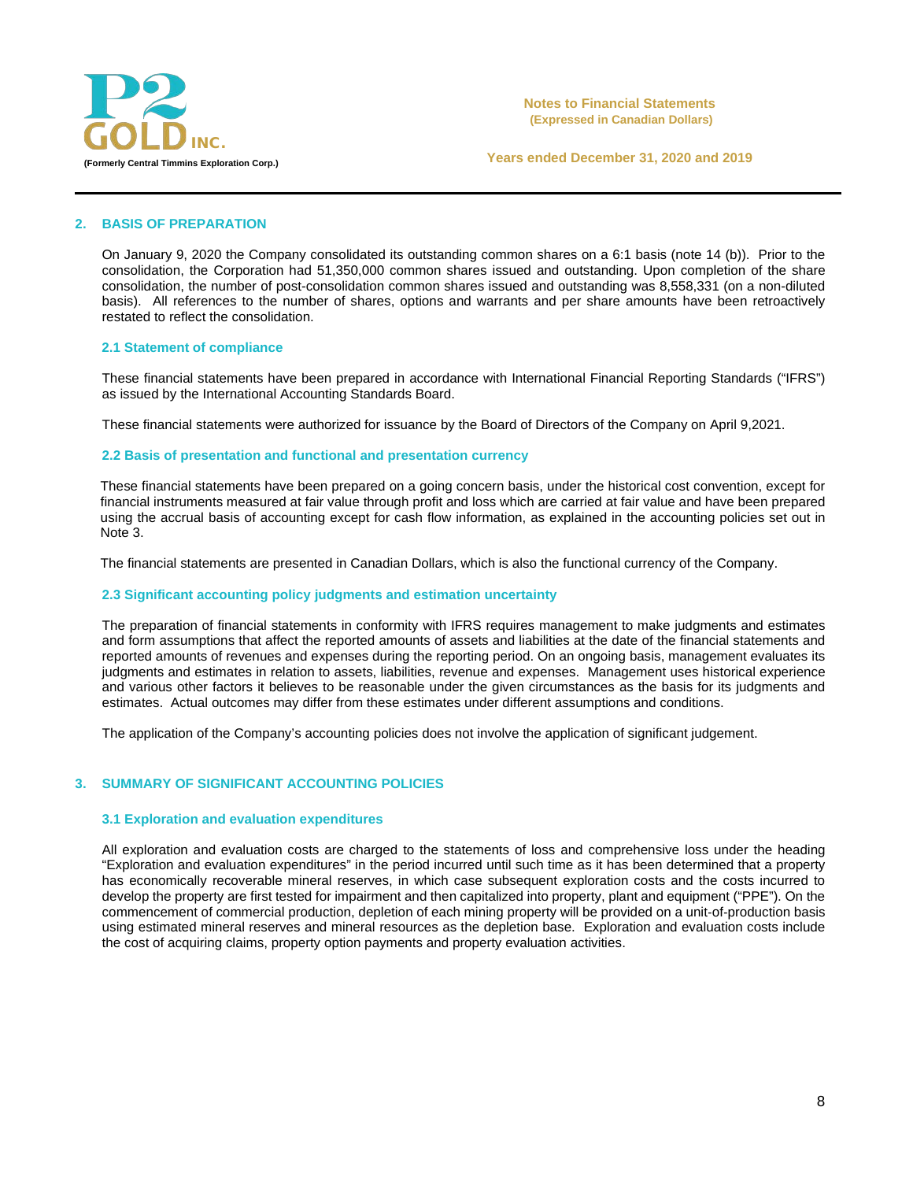## 2. BASIS OF PREPARATION

On January 9, 2020 the Company consolidated its outstanding common shares on a 6:1 basis (note 14 (b)). Prior to the consolidation, the Corporation had 51,350,000 common shares issued and outstanding. Upon completion of the share consolidation, the number of post-consolidation common shares issued and outstanding was 8,558,331 (on a non-diluted basis). All references to the number of shares, options and warrants and per share amounts have been retroactively restated to reflect the consolidation.

### 2.1 Statement of compliance

These financial statements have been prepared in accordance with International Financial Reporting Standards ("IFRS") as issued by the International Accounting Standards Board.

These financial statements were authorized for issuance by the Board of Directors of the Company on April 9,2021.

### 2.2 Basis of presentation and functional and presentation currency

These financial statements have been prepared on a going concern basis, under the historical cost convention, except for financial instruments measured at fair value through profit and loss which are carried at fair value and have been prepared using the accrual basis of accounting except for cash flow information, as explained in the accounting policies set out in Note 3.

The financial statements are presented in Canadian Dollars, which is also the functional currency of the Company.

### 2.3 Significant accounting policy judgments and estimation uncertainty

The preparation of financial statements in conformity with IFRS requires management to make judgments and estimates and form assumptions that affect the reported amounts of assets and liabilities at the date of the financial statements and reported amounts of revenues and expenses during the reporting period. On an ongoing basis, management evaluates its judgments and estimates in relation to assets, liabilities, revenue and expenses. Management uses historical experience and various other factors it believes to be reasonable under the given circumstances as the basis for its judgments and estimates. Actual outcomes may differ from these estimates under different assumptions and conditions.

The application of the Company's accounting policies does not involve the application of significant judgement.

## 3. SUMMARY OF SIGNIFICANT ACCOUNTING POLICIES

### 3.1 Exploration and evaluation expenditures

All exploration and evaluation costs are charged to the statements of loss and comprehensive loss under the heading "Exploration and evaluation expenditures" in the period incurred until such time as it has been determined that a property has economically recoverable mineral reserves, in which case subsequent exploration costs and the costs incurred to develop the property are first tested for impairment and then capitalized into property, plant and equipment ("PPE"). On the commencement of commercial production, depletion of each mining property will be provided on a unit-of-production basis using estimated mineral reserves and mineral resources as the depletion base. Exploration and evaluation costs include the cost of acquiring claims, property option payments and property evaluation activities.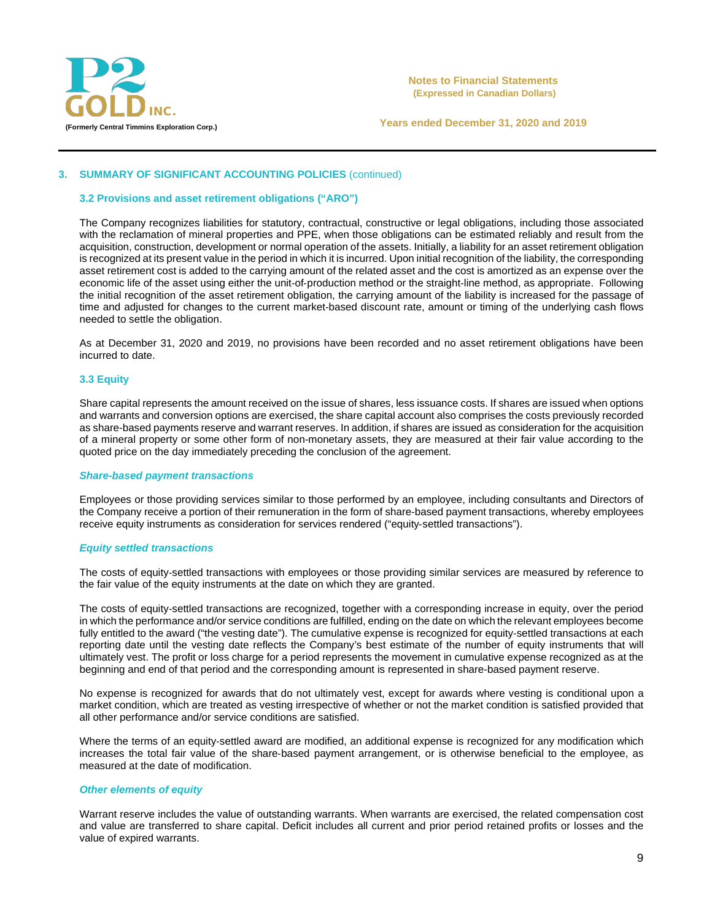## 3. SUMMARY OF SIGNIFICANT ACCOUNTING POLICIES (continued)

### 3.2 Provisions and asset retirement obligations ("ARO")

The Company recognizes liabilities for statutory, contractual, constructive or legal obligations, including those associated with the reclamation of mineral properties and PPE, when those obligations can be estimated reliably and result from the acquisition, construction, development or normal operation of the assets. Initially, a liability for an asset retirement obligation is recognized at its present value in the period in which it is incurred. Upon initial recognition of the liability, the corresponding asset retirement cost is added to the carrying amount of the related asset and the cost is amortized as an expense over the economic life of the asset using either the unit-of-production method or the straight-line method, as appropriate. Following the initial recognition of the asset retirement obligation, the carrying amount of the liability is increased for the passage of time and adjusted for changes to the current market-based discount rate, amount or timing of the underlying cash flows needed to settle the obligation.

As at December 31, 2020 and 2019, no provisions have been recorded and no asset retirement obligations have been incurred to date.

### 3.3 Equity

Share capital represents the amount received on the issue of shares, less issuance costs. If shares are issued when options and warrants and conversion options are exercised, the share capital account also comprises the costs previously recorded as share-based payments reserve and warrant reserves. In addition, if shares are issued as consideration for the acquisition of a mineral property or some other form of non-monetary assets, they are measured at their fair value according to the quoted price on the day immediately preceding the conclusion of the agreement.

#### *Share-based payment transactions*

Employees or those providing services similar to those performed by an employee, including consultants and Directors of the Company receive a portion of their remuneration in the form of share-based payment transactions, whereby employees receive equity instruments as consideration for services rendered ("equity-settled transactions").

#### *Equity settled transactions*

The costs of equity-settled transactions with employees or those providing similar services are measured by reference to the fair value of the equity instruments at the date on which they are granted.

The costs of equity-settled transactions are recognized, together with a corresponding increase in equity, over the period in which the performance and/or service conditions are fulfilled, ending on the date on which the relevant employees become fully entitled to the award ("the vesting date"). The cumulative expense is recognized for equity-settled transactions at each reporting date until the vesting date reflects the Company's best estimate of the number of equity instruments that will ultimately vest. The profit or loss charge for a period represents the movement in cumulative expense recognized as at the beginning and end of that period and the corresponding amount is represented in share-based payment reserve.

No expense is recognized for awards that do not ultimately vest, except for awards where vesting is conditional upon a market condition, which are treated as vesting irrespective of whether or not the market condition is satisfied provided that all other performance and/or service conditions are satisfied.

Where the terms of an equity-settled award are modified, an additional expense is recognized for any modification which increases the total fair value of the share-based payment arrangement, or is otherwise beneficial to the employee, as measured at the date of modification.

#### *Other elements of equity*

Warrant reserve includes the value of outstanding warrants. When warrants are exercised, the related compensation cost and value are transferred to share capital. Deficit includes all current and prior period retained profits or losses and the value of expired warrants.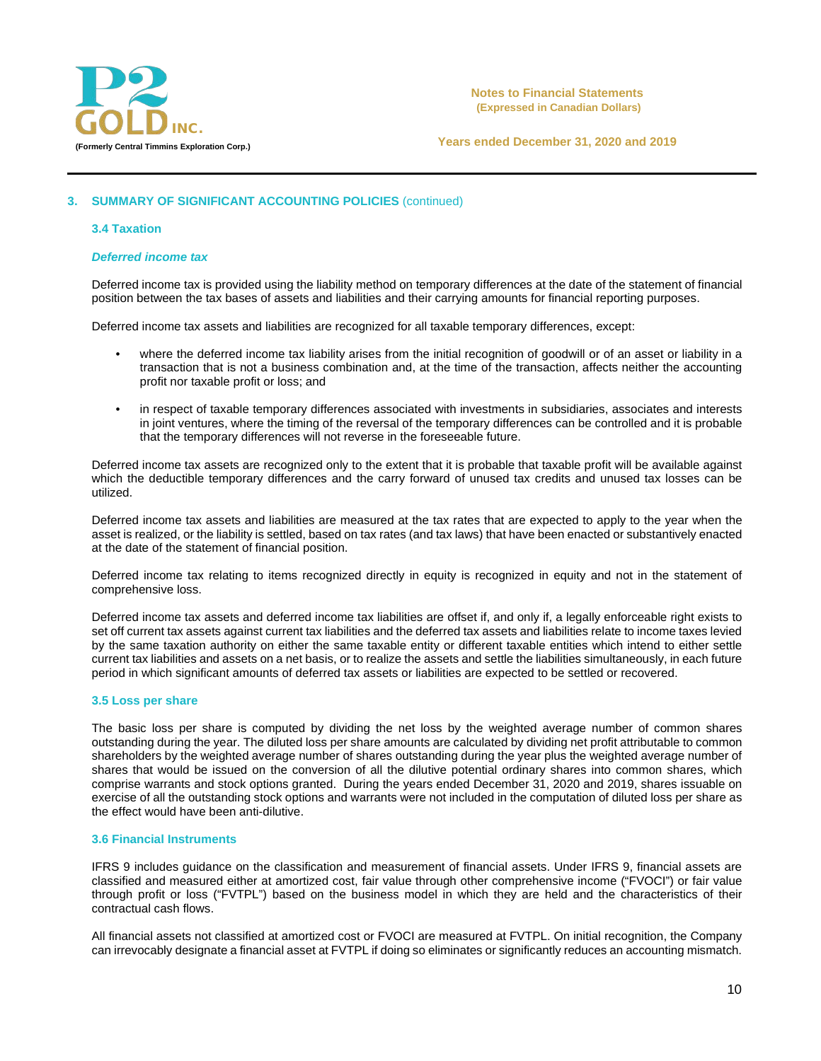## 3. SUMMARY OF SIGNIFICANT ACCOUNTING POLICIES (continued)

### 3.4 Taxation

#### *Deferred income tax*

Deferred income tax is provided using the liability method on temporary differences at the date of the statement of financial position between the tax bases of assets and liabilities and their carrying amounts for financial reporting purposes.

Deferred income tax assets and liabilities are recognized for all taxable temporary differences, except:

- where the deferred income tax liability arises from the initial recognition of goodwill or of an asset or liability in a transaction that is not a business combination and, at the time of the transaction, affects neither the accounting profit nor taxable profit or loss; and
- in respect of taxable temporary differences associated with investments in subsidiaries, associates and interests in joint ventures, where the timing of the reversal of the temporary differences can be controlled and it is probable that the temporary differences will not reverse in the foreseeable future.

Deferred income tax assets are recognized only to the extent that it is probable that taxable profit will be available against which the deductible temporary differences and the carry forward of unused tax credits and unused tax losses can be utilized.

Deferred income tax assets and liabilities are measured at the tax rates that are expected to apply to the year when the asset is realized, or the liability is settled, based on tax rates (and tax laws) that have been enacted or substantively enacted at the date of the statement of financial position.

Deferred income tax relating to items recognized directly in equity is recognized in equity and not in the statement of comprehensive loss.

Deferred income tax assets and deferred income tax liabilities are offset if, and only if, a legally enforceable right exists to set off current tax assets against current tax liabilities and the deferred tax assets and liabilities relate to income taxes levied by the same taxation authority on either the same taxable entity or different taxable entities which intend to either settle current tax liabilities and assets on a net basis, or to realize the assets and settle the liabilities simultaneously, in each future period in which significant amounts of deferred tax assets or liabilities are expected to be settled or recovered.

### 3.5 Loss per share

The basic loss per share is computed by dividing the net loss by the weighted average number of common shares outstanding during the year. The diluted loss per share amounts are calculated by dividing net profit attributable to common shareholders by the weighted average number of shares outstanding during the year plus the weighted average number of shares that would be issued on the conversion of all the dilutive potential ordinary shares into common shares, which comprise warrants and stock options granted. During the years ended December 31, 2020 and 2019, shares issuable on exercise of all the outstanding stock options and warrants were not included in the computation of diluted loss per share as the effect would have been anti-dilutive.

### 3.6 Financial Instruments

IFRS 9 includes guidance on the classification and measurement of financial assets. Under IFRS 9, financial assets are classified and measured either at amortized cost, fair value through other comprehensive income ("FVOCI") or fair value through profit or loss ("FVTPL") based on the business model in which they are held and the characteristics of their contractual cash flows.

All financial assets not classified at amortized cost or FVOCI are measured at FVTPL. On initial recognition, the Company can irrevocably designate a financial asset at FVTPL if doing so eliminates or significantly reduces an accounting mismatch.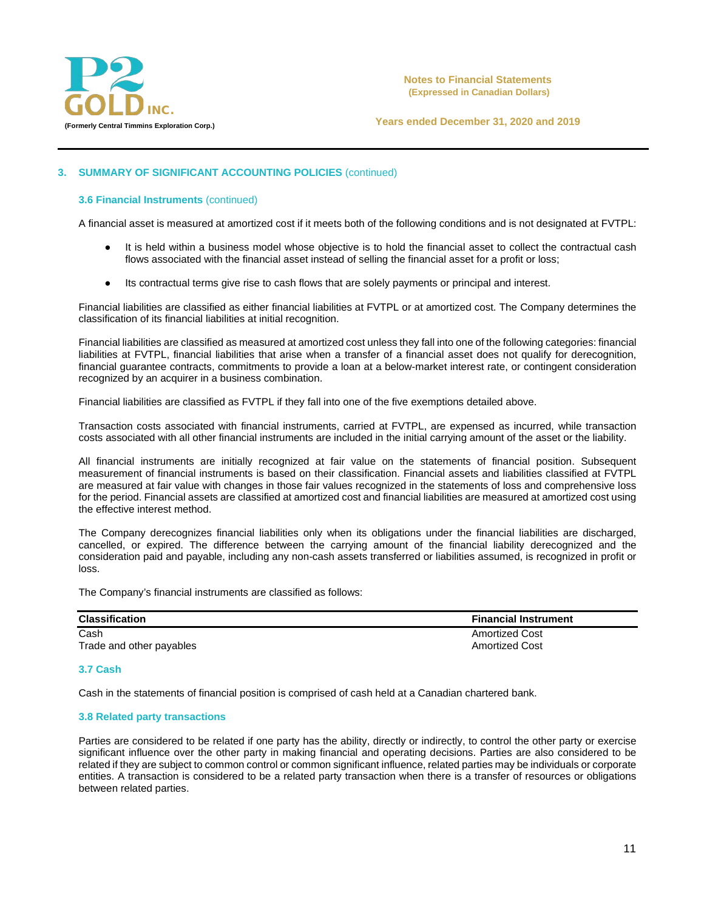## 3. SUMMARY OF SIGNIFICANT ACCOUNTING POLICIES (continued)

### 3.6 Financial Instruments (continued)

A financial asset is measured at amortized cost if it meets both of the following conditions and is not designated at FVTPL:

- It is held within a business model whose objective is to hold the financial asset to collect the contractual cash flows associated with the financial asset instead of selling the financial asset for a profit or loss;
- Its contractual terms give rise to cash flows that are solely payments or principal and interest.

Financial liabilities are classified as either financial liabilities at FVTPL or at amortized cost. The Company determines the classification of its financial liabilities at initial recognition.

Financial liabilities are classified as measured at amortized cost unless they fall into one of the following categories: financial liabilities at FVTPL, financial liabilities that arise when a transfer of a financial asset does not qualify for derecognition, financial guarantee contracts, commitments to provide a loan at a below-market interest rate, or contingent consideration recognized by an acquirer in a business combination.

Financial liabilities are classified as FVTPL if they fall into one of the five exemptions detailed above.

Transaction costs associated with financial instruments, carried at FVTPL, are expensed as incurred, while transaction costs associated with all other financial instruments are included in the initial carrying amount of the asset or the liability.

All financial instruments are initially recognized at fair value on the statements of financial position. Subsequent measurement of financial instruments is based on their classification. Financial assets and liabilities classified at FVTPL are measured at fair value with changes in those fair values recognized in the statements of loss and comprehensive loss for the period. Financial assets are classified at amortized cost and financial liabilities are measured at amortized cost using the effective interest method.

The Company derecognizes financial liabilities only when its obligations under the financial liabilities are discharged, cancelled, or expired. The difference between the carrying amount of the financial liability derecognized and the consideration paid and payable, including any non-cash assets transferred or liabilities assumed, is recognized in profit or loss.

The Company's financial instruments are classified as follows:

| Classification | Financial Instrument |
|---|---|
| Cash | Amortized Cost |
| Trade and other payables | Amortized Cost |

### 3.7 Cash

Cash in the statements of financial position is comprised of cash held at a Canadian chartered bank.

### 3.8 Related party transactions

Parties are considered to be related if one party has the ability, directly or indirectly, to control the other party or exercise significant influence over the other party in making financial and operating decisions. Parties are also considered to be related if they are subject to common control or common significant influence, related parties may be individuals or corporate entities. A transaction is considered to be a related party transaction when there is a transfer of resources or obligations between related parties.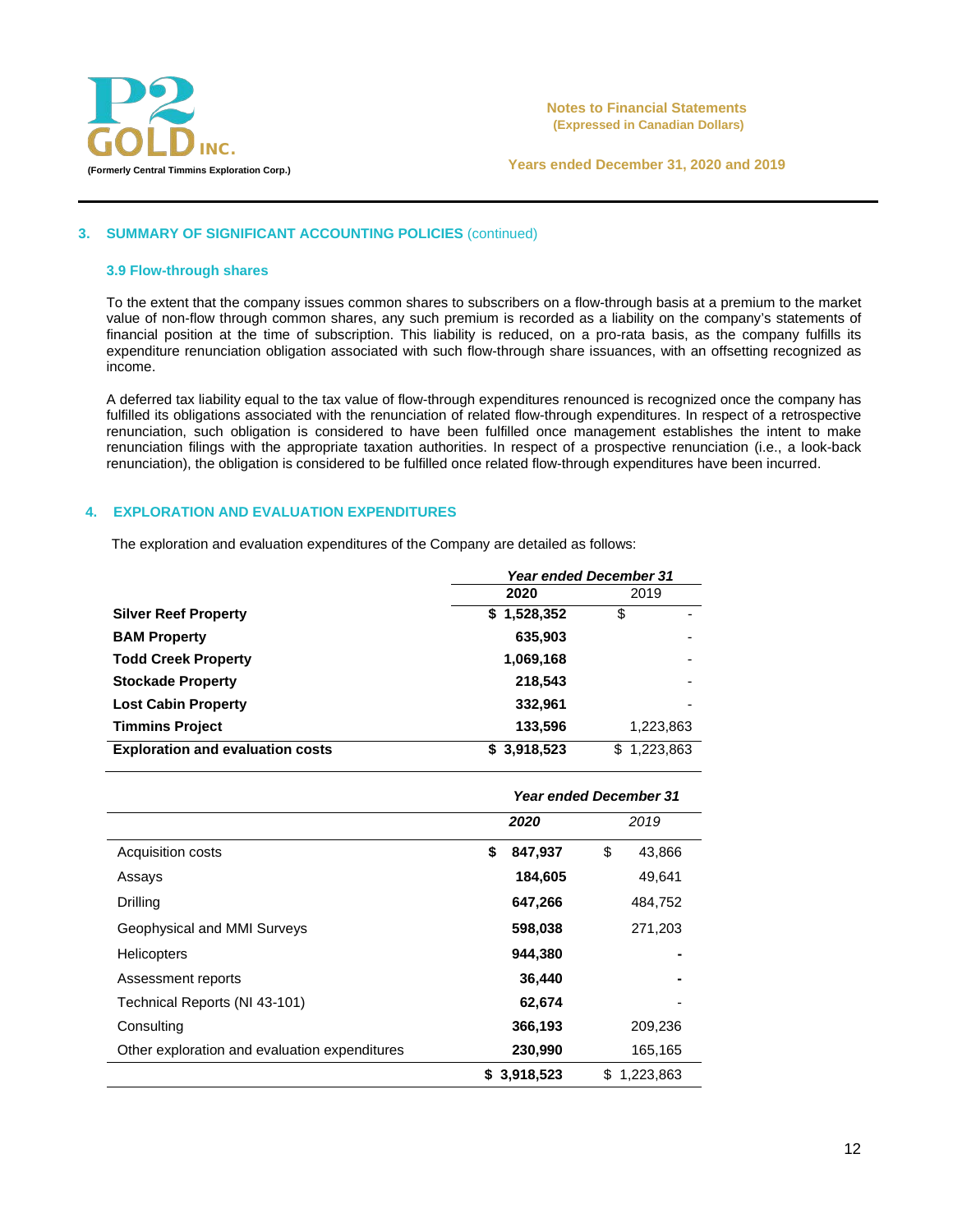## 3. SUMMARY OF SIGNIFICANT ACCOUNTING POLICIES (continued)

### 3.9 Flow-through shares

To the extent that the company issues common shares to subscribers on a flow-through basis at a premium to the market value of non-flow through common shares, any such premium is recorded as a liability on the company's statements of financial position at the time of subscription. This liability is reduced, on a pro-rata basis, as the company fulfills its expenditure renunciation obligation associated with such flow-through share issuances, with an offsetting recognized as income.

A deferred tax liability equal to the tax value of flow-through expenditures renounced is recognized once the company has fulfilled its obligations associated with the renunciation of related flow-through expenditures. In respect of a retrospective renunciation, such obligation is considered to have been fulfilled once management establishes the intent to make renunciation filings with the appropriate taxation authorities. In respect of a prospective renunciation (i.e., a look-back renunciation), the obligation is considered to be fulfilled once related flow-through expenditures have been incurred.

## 4. EXPLORATION AND EVALUATION EXPENDITURES

The exploration and evaluation expenditures of the Company are detailed as follows:

| | *Year ended December 31* | |
|---|---|---|
| | **2020** | 2019 |
| **Silver Reef Property** | **$ 1,528,352** | $ - |
| **BAM Property** | **635,903** | - |
| **Todd Creek Property** | **1,069,168** | - |
| **Stockade Property** | **218,543** | - |
| **Lost Cabin Property** | **332,961** | - |
| **Timmins Project** | **133,596** | 1,223,863 |
| **Exploration and evaluation costs** | **$ 3,918,523** | $ 1,223,863 |

| | *Year ended December 31* | |
|---|---|---|
| | ***2020*** | *2019* |
| Acquisition costs | **$ 847,937** | $ 43,866 |
| Assays | **184,605** | 49,641 |
| Drilling | **647,266** | 484,752 |
| Geophysical and MMI Surveys | **598,038** | 271,203 |
| Helicopters | **944,380** | **-** |
| Assessment reports | **36,440** | **-** |
| Technical Reports (NI 43-101) | **62,674** | - |
| Consulting | **366,193** | 209,236 |
| Other exploration and evaluation expenditures | **230,990** | 165,165 |
| | **$ 3,918,523** | $ 1,223,863 |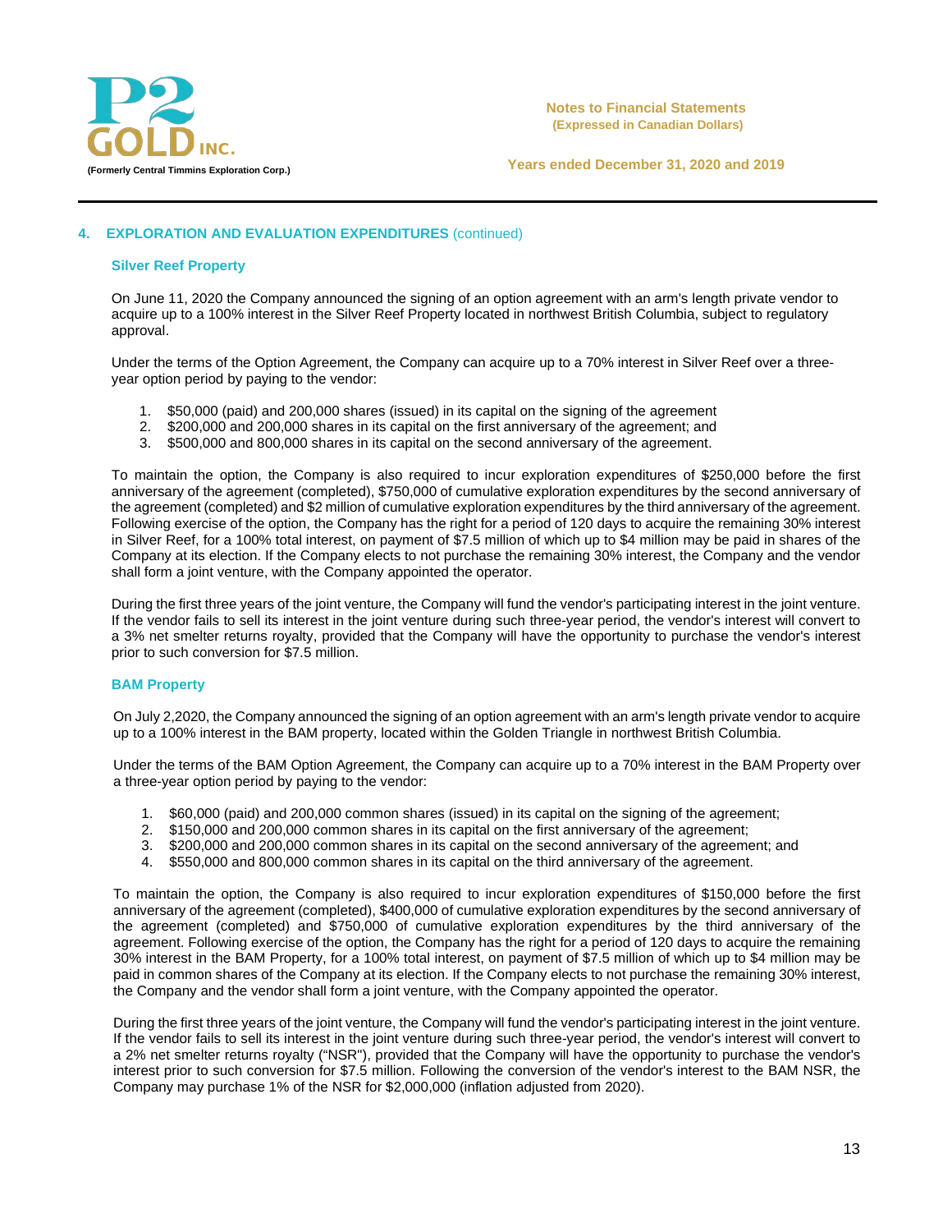## 4. EXPLORATION AND EVALUATION EXPENDITURES (continued)

### Silver Reef Property

On June 11, 2020 the Company announced the signing of an option agreement with an arm's length private vendor to acquire up to a 100% interest in the Silver Reef Property located in northwest British Columbia, subject to regulatory approval.

Under the terms of the Option Agreement, the Company can acquire up to a 70% interest in Silver Reef over a three-year option period by paying to the vendor:

1. $50,000 (paid) and 200,000 shares (issued) in its capital on the signing of the agreement
2. $200,000 and 200,000 shares in its capital on the first anniversary of the agreement; and
3. $500,000 and 800,000 shares in its capital on the second anniversary of the agreement.

To maintain the option, the Company is also required to incur exploration expenditures of $250,000 before the first anniversary of the agreement (completed), $750,000 of cumulative exploration expenditures by the second anniversary of the agreement (completed) and $2 million of cumulative exploration expenditures by the third anniversary of the agreement. Following exercise of the option, the Company has the right for a period of 120 days to acquire the remaining 30% interest in Silver Reef, for a 100% total interest, on payment of $7.5 million of which up to $4 million may be paid in shares of the Company at its election. If the Company elects to not purchase the remaining 30% interest, the Company and the vendor shall form a joint venture, with the Company appointed the operator.

During the first three years of the joint venture, the Company will fund the vendor's participating interest in the joint venture. If the vendor fails to sell its interest in the joint venture during such three-year period, the vendor's interest will convert to a 3% net smelter returns royalty, provided that the Company will have the opportunity to purchase the vendor's interest prior to such conversion for $7.5 million.

### BAM Property

On July 2,2020, the Company announced the signing of an option agreement with an arm's length private vendor to acquire up to a 100% interest in the BAM property, located within the Golden Triangle in northwest British Columbia.

Under the terms of the BAM Option Agreement, the Company can acquire up to a 70% interest in the BAM Property over a three-year option period by paying to the vendor:

1. $60,000 (paid) and 200,000 common shares (issued) in its capital on the signing of the agreement;
2. $150,000 and 200,000 common shares in its capital on the first anniversary of the agreement;
3. $200,000 and 200,000 common shares in its capital on the second anniversary of the agreement; and
4. $550,000 and 800,000 common shares in its capital on the third anniversary of the agreement.

To maintain the option, the Company is also required to incur exploration expenditures of $150,000 before the first anniversary of the agreement (completed), $400,000 of cumulative exploration expenditures by the second anniversary of the agreement (completed) and $750,000 of cumulative exploration expenditures by the third anniversary of the agreement. Following exercise of the option, the Company has the right for a period of 120 days to acquire the remaining 30% interest in the BAM Property, for a 100% total interest, on payment of $7.5 million of which up to $4 million may be paid in common shares of the Company at its election. If the Company elects to not purchase the remaining 30% interest, the Company and the vendor shall form a joint venture, with the Company appointed the operator.

During the first three years of the joint venture, the Company will fund the vendor's participating interest in the joint venture. If the vendor fails to sell its interest in the joint venture during such three-year period, the vendor's interest will convert to a 2% net smelter returns royalty ("NSR"), provided that the Company will have the opportunity to purchase the vendor's interest prior to such conversion for $7.5 million. Following the conversion of the vendor's interest to the BAM NSR, the Company may purchase 1% of the NSR for $2,000,000 (inflation adjusted from 2020).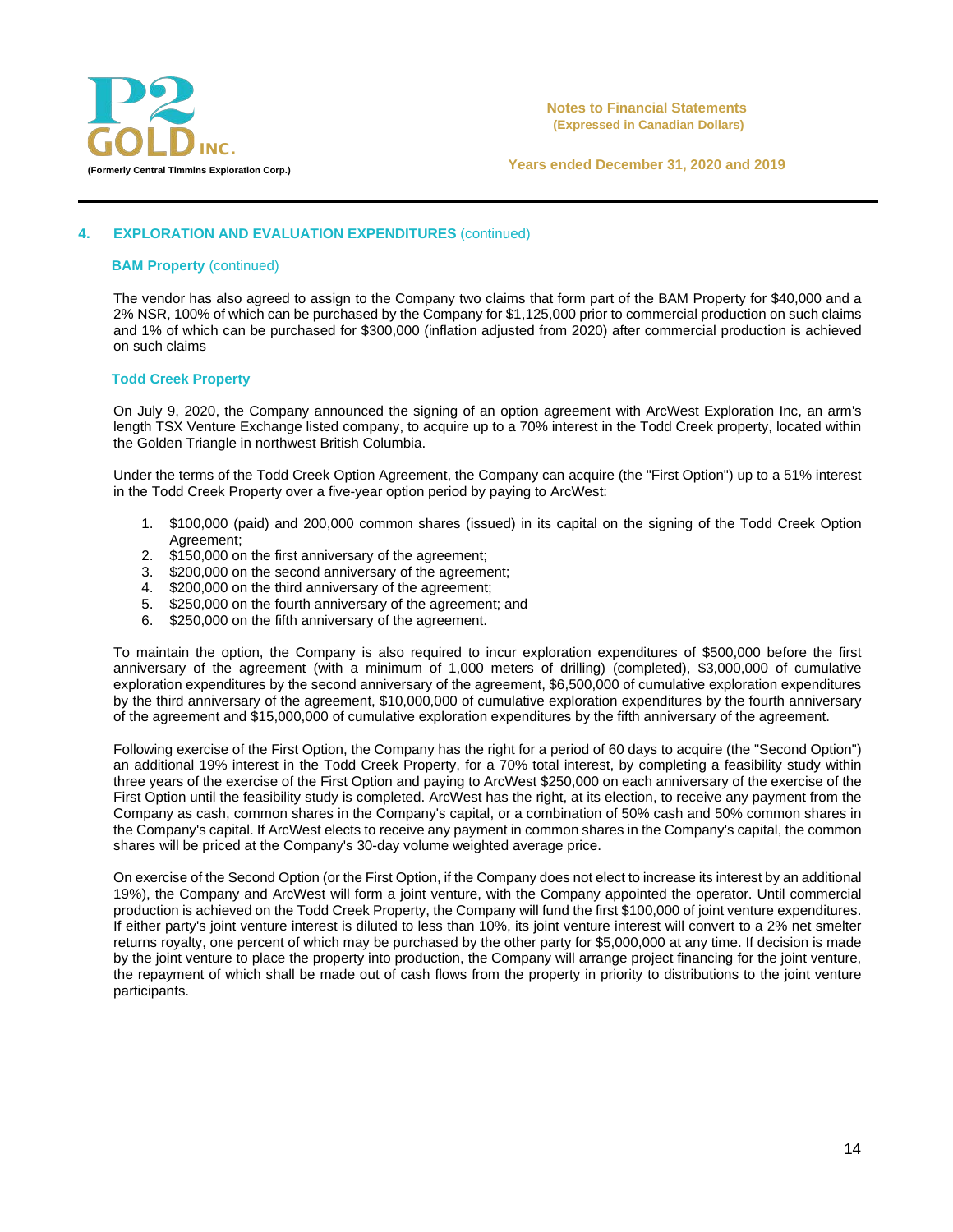## 4. EXPLORATION AND EVALUATION EXPENDITURES (continued)

### BAM Property (continued)

The vendor has also agreed to assign to the Company two claims that form part of the BAM Property for $40,000 and a 2% NSR, 100% of which can be purchased by the Company for $1,125,000 prior to commercial production on such claims and 1% of which can be purchased for $300,000 (inflation adjusted from 2020) after commercial production is achieved on such claims

### Todd Creek Property

On July 9, 2020, the Company announced the signing of an option agreement with ArcWest Exploration Inc, an arm's length TSX Venture Exchange listed company, to acquire up to a 70% interest in the Todd Creek property, located within the Golden Triangle in northwest British Columbia.

Under the terms of the Todd Creek Option Agreement, the Company can acquire (the "First Option") up to a 51% interest in the Todd Creek Property over a five-year option period by paying to ArcWest:

1. $100,000 (paid) and 200,000 common shares (issued) in its capital on the signing of the Todd Creek Option Agreement;
2. $150,000 on the first anniversary of the agreement;
3. $200,000 on the second anniversary of the agreement;
4. $200,000 on the third anniversary of the agreement;
5. $250,000 on the fourth anniversary of the agreement; and
6. $250,000 on the fifth anniversary of the agreement.

To maintain the option, the Company is also required to incur exploration expenditures of $500,000 before the first anniversary of the agreement (with a minimum of 1,000 meters of drilling) (completed), $3,000,000 of cumulative exploration expenditures by the second anniversary of the agreement, $6,500,000 of cumulative exploration expenditures by the third anniversary of the agreement, $10,000,000 of cumulative exploration expenditures by the fourth anniversary of the agreement and $15,000,000 of cumulative exploration expenditures by the fifth anniversary of the agreement.

Following exercise of the First Option, the Company has the right for a period of 60 days to acquire (the "Second Option") an additional 19% interest in the Todd Creek Property, for a 70% total interest, by completing a feasibility study within three years of the exercise of the First Option and paying to ArcWest $250,000 on each anniversary of the exercise of the First Option until the feasibility study is completed. ArcWest has the right, at its election, to receive any payment from the Company as cash, common shares in the Company's capital, or a combination of 50% cash and 50% common shares in the Company's capital. If ArcWest elects to receive any payment in common shares in the Company's capital, the common shares will be priced at the Company's 30-day volume weighted average price.

On exercise of the Second Option (or the First Option, if the Company does not elect to increase its interest by an additional 19%), the Company and ArcWest will form a joint venture, with the Company appointed the operator. Until commercial production is achieved on the Todd Creek Property, the Company will fund the first $100,000 of joint venture expenditures. If either party's joint venture interest is diluted to less than 10%, its joint venture interest will convert to a 2% net smelter returns royalty, one percent of which may be purchased by the other party for $5,000,000 at any time. If decision is made by the joint venture to place the property into production, the Company will arrange project financing for the joint venture, the repayment of which shall be made out of cash flows from the property in priority to distributions to the joint venture participants.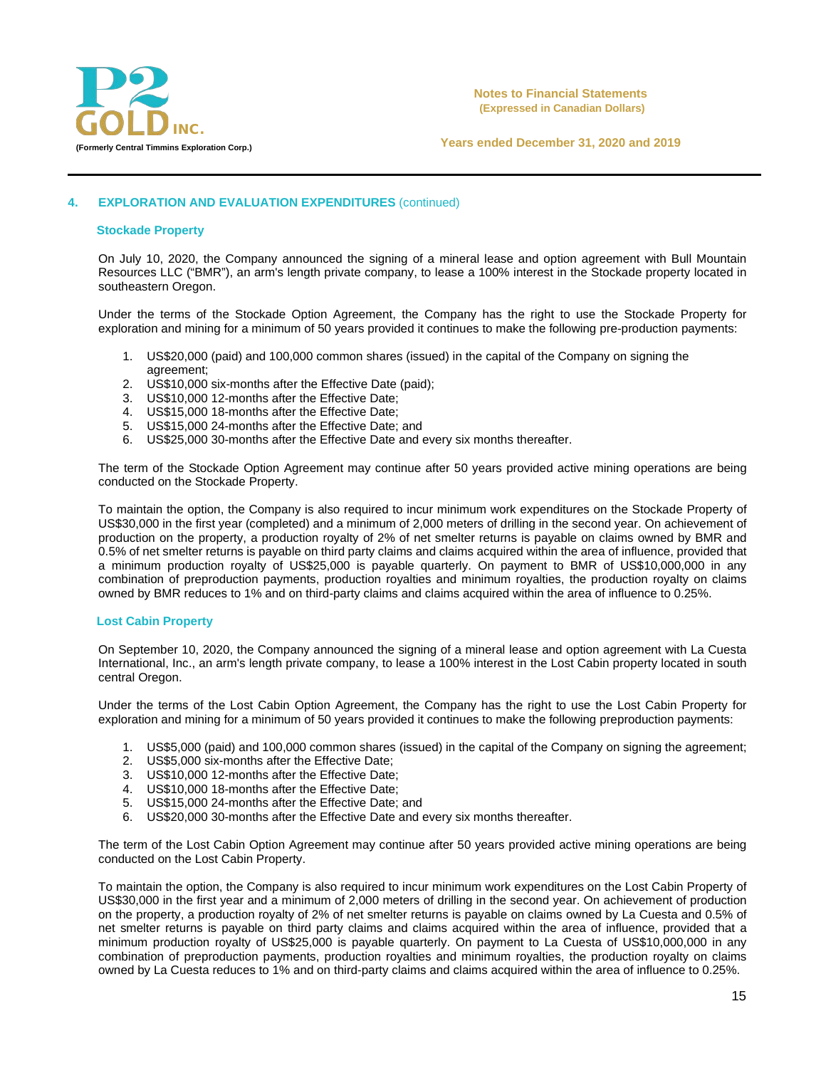## 4. EXPLORATION AND EVALUATION EXPENDITURES (continued)

### Stockade Property

On July 10, 2020, the Company announced the signing of a mineral lease and option agreement with Bull Mountain Resources LLC ("BMR"), an arm's length private company, to lease a 100% interest in the Stockade property located in southeastern Oregon.

Under the terms of the Stockade Option Agreement, the Company has the right to use the Stockade Property for exploration and mining for a minimum of 50 years provided it continues to make the following pre-production payments:

1. US$20,000 (paid) and 100,000 common shares (issued) in the capital of the Company on signing the agreement;
2. US$10,000 six-months after the Effective Date (paid);
3. US$10,000 12-months after the Effective Date;
4. US$15,000 18-months after the Effective Date;
5. US$15,000 24-months after the Effective Date; and
6. US$25,000 30-months after the Effective Date and every six months thereafter.

The term of the Stockade Option Agreement may continue after 50 years provided active mining operations are being conducted on the Stockade Property.

To maintain the option, the Company is also required to incur minimum work expenditures on the Stockade Property of US$30,000 in the first year (completed) and a minimum of 2,000 meters of drilling in the second year. On achievement of production on the property, a production royalty of 2% of net smelter returns is payable on claims owned by BMR and 0.5% of net smelter returns is payable on third party claims and claims acquired within the area of influence, provided that a minimum production royalty of US$25,000 is payable quarterly. On payment to BMR of US$10,000,000 in any combination of preproduction payments, production royalties and minimum royalties, the production royalty on claims owned by BMR reduces to 1% and on third-party claims and claims acquired within the area of influence to 0.25%.

### Lost Cabin Property

On September 10, 2020, the Company announced the signing of a mineral lease and option agreement with La Cuesta International, Inc., an arm's length private company, to lease a 100% interest in the Lost Cabin property located in south central Oregon.

Under the terms of the Lost Cabin Option Agreement, the Company has the right to use the Lost Cabin Property for exploration and mining for a minimum of 50 years provided it continues to make the following preproduction payments:

1. US$5,000 (paid) and 100,000 common shares (issued) in the capital of the Company on signing the agreement;
2. US$5,000 six-months after the Effective Date;
3. US$10,000 12-months after the Effective Date;
4. US$10,000 18-months after the Effective Date;
5. US$15,000 24-months after the Effective Date; and
6. US$20,000 30-months after the Effective Date and every six months thereafter.

The term of the Lost Cabin Option Agreement may continue after 50 years provided active mining operations are being conducted on the Lost Cabin Property.

To maintain the option, the Company is also required to incur minimum work expenditures on the Lost Cabin Property of US$30,000 in the first year and a minimum of 2,000 meters of drilling in the second year. On achievement of production on the property, a production royalty of 2% of net smelter returns is payable on claims owned by La Cuesta and 0.5% of net smelter returns is payable on third party claims and claims acquired within the area of influence, provided that a minimum production royalty of US$25,000 is payable quarterly. On payment to La Cuesta of US$10,000,000 in any combination of preproduction payments, production royalties and minimum royalties, the production royalty on claims owned by La Cuesta reduces to 1% and on third-party claims and claims acquired within the area of influence to 0.25%.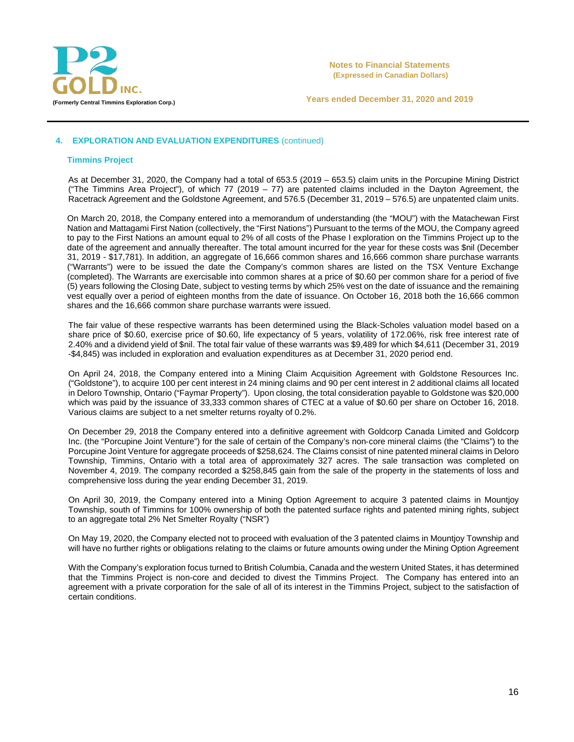## 4. EXPLORATION AND EVALUATION EXPENDITURES (continued)

### Timmins Project

As at December 31, 2020, the Company had a total of 653.5 (2019 – 653.5) claim units in the Porcupine Mining District ("The Timmins Area Project"), of which 77 (2019 – 77) are patented claims included in the Dayton Agreement, the Racetrack Agreement and the Goldstone Agreement, and 576.5 (December 31, 2019 – 576.5) are unpatented claim units.

On March 20, 2018, the Company entered into a memorandum of understanding (the "MOU") with the Matachewan First Nation and Mattagami First Nation (collectively, the "First Nations") Pursuant to the terms of the MOU, the Company agreed to pay to the First Nations an amount equal to 2% of all costs of the Phase I exploration on the Timmins Project up to the date of the agreement and annually thereafter. The total amount incurred for the year for these costs was $nil (December 31, 2019 - $17,781). In addition, an aggregate of 16,666 common shares and 16,666 common share purchase warrants ("Warrants") were to be issued the date the Company's common shares are listed on the TSX Venture Exchange (completed). The Warrants are exercisable into common shares at a price of $0.60 per common share for a period of five (5) years following the Closing Date, subject to vesting terms by which 25% vest on the date of issuance and the remaining vest equally over a period of eighteen months from the date of issuance. On October 16, 2018 both the 16,666 common shares and the 16,666 common share purchase warrants were issued.

The fair value of these respective warrants has been determined using the Black-Scholes valuation model based on a share price of $0.60, exercise price of $0.60, life expectancy of 5 years, volatility of 172.06%, risk free interest rate of 2.40% and a dividend yield of $nil. The total fair value of these warrants was $9,489 for which $4,611 (December 31, 2019 -$4,845) was included in exploration and evaluation expenditures as at December 31, 2020 period end.

On April 24, 2018, the Company entered into a Mining Claim Acquisition Agreement with Goldstone Resources Inc. ("Goldstone"), to acquire 100 per cent interest in 24 mining claims and 90 per cent interest in 2 additional claims all located in Deloro Township, Ontario ("Faymar Property"). Upon closing, the total consideration payable to Goldstone was $20,000 which was paid by the issuance of 33,333 common shares of CTEC at a value of $0.60 per share on October 16, 2018. Various claims are subject to a net smelter returns royalty of 0.2%.

On December 29, 2018 the Company entered into a definitive agreement with Goldcorp Canada Limited and Goldcorp Inc. (the "Porcupine Joint Venture") for the sale of certain of the Company's non-core mineral claims (the "Claims") to the Porcupine Joint Venture for aggregate proceeds of $258,624. The Claims consist of nine patented mineral claims in Deloro Township, Timmins, Ontario with a total area of approximately 327 acres. The sale transaction was completed on November 4, 2019. The company recorded a $258,845 gain from the sale of the property in the statements of loss and comprehensive loss during the year ending December 31, 2019.

On April 30, 2019, the Company entered into a Mining Option Agreement to acquire 3 patented claims in Mountjoy Township, south of Timmins for 100% ownership of both the patented surface rights and patented mining rights, subject to an aggregate total 2% Net Smelter Royalty ("NSR")

On May 19, 2020, the Company elected not to proceed with evaluation of the 3 patented claims in Mountjoy Township and will have no further rights or obligations relating to the claims or future amounts owing under the Mining Option Agreement

With the Company's exploration focus turned to British Columbia, Canada and the western United States, it has determined that the Timmins Project is non-core and decided to divest the Timmins Project. The Company has entered into an agreement with a private corporation for the sale of all of its interest in the Timmins Project, subject to the satisfaction of certain conditions.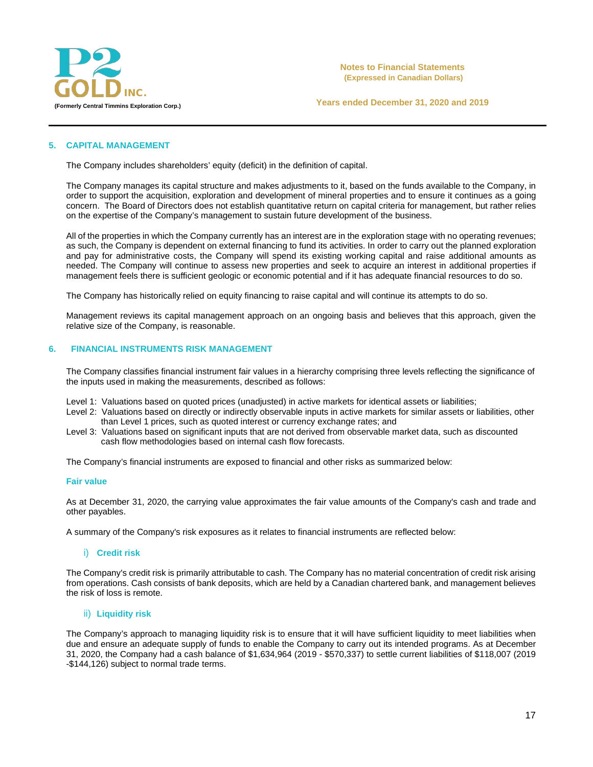## 5. CAPITAL MANAGEMENT

The Company includes shareholders' equity (deficit) in the definition of capital.

The Company manages its capital structure and makes adjustments to it, based on the funds available to the Company, in order to support the acquisition, exploration and development of mineral properties and to ensure it continues as a going concern. The Board of Directors does not establish quantitative return on capital criteria for management, but rather relies on the expertise of the Company's management to sustain future development of the business.

All of the properties in which the Company currently has an interest are in the exploration stage with no operating revenues; as such, the Company is dependent on external financing to fund its activities. In order to carry out the planned exploration and pay for administrative costs, the Company will spend its existing working capital and raise additional amounts as needed. The Company will continue to assess new properties and seek to acquire an interest in additional properties if management feels there is sufficient geologic or economic potential and if it has adequate financial resources to do so.

The Company has historically relied on equity financing to raise capital and will continue its attempts to do so.

Management reviews its capital management approach on an ongoing basis and believes that this approach, given the relative size of the Company, is reasonable.

## 6. FINANCIAL INSTRUMENTS RISK MANAGEMENT

The Company classifies financial instrument fair values in a hierarchy comprising three levels reflecting the significance of the inputs used in making the measurements, described as follows:

Level 1: Valuations based on quoted prices (unadjusted) in active markets for identical assets or liabilities;
Level 2: Valuations based on directly or indirectly observable inputs in active markets for similar assets or liabilities, other than Level 1 prices, such as quoted interest or currency exchange rates; and
Level 3: Valuations based on significant inputs that are not derived from observable market data, such as discounted cash flow methodologies based on internal cash flow forecasts.

The Company's financial instruments are exposed to financial and other risks as summarized below:

### Fair value

As at December 31, 2020, the carrying value approximates the fair value amounts of the Company's cash and trade and other payables.

A summary of the Company's risk exposures as it relates to financial instruments are reflected below:

#### i) Credit risk

The Company's credit risk is primarily attributable to cash. The Company has no material concentration of credit risk arising from operations. Cash consists of bank deposits, which are held by a Canadian chartered bank, and management believes the risk of loss is remote.

#### ii) Liquidity risk

The Company's approach to managing liquidity risk is to ensure that it will have sufficient liquidity to meet liabilities when due and ensure an adequate supply of funds to enable the Company to carry out its intended programs. As at December 31, 2020, the Company had a cash balance of $1,634,964 (2019 - $570,337) to settle current liabilities of $118,007 (2019 -$144,126) subject to normal trade terms.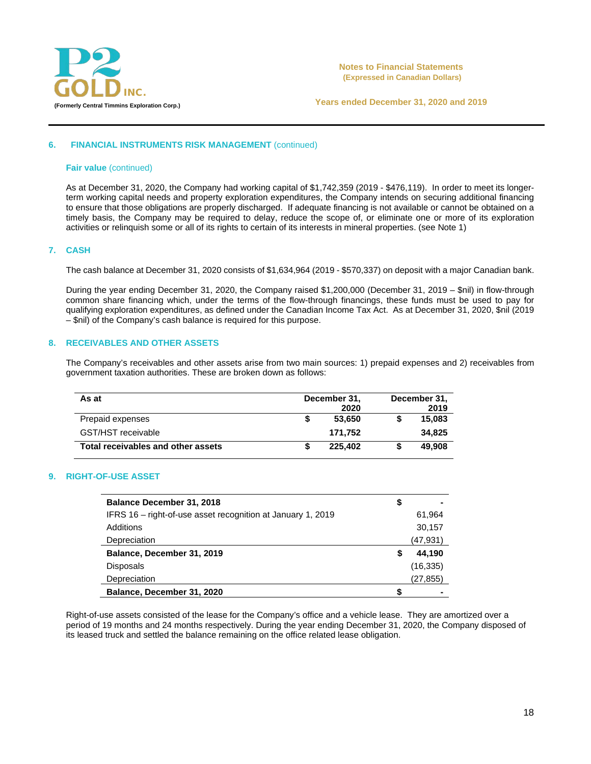## 6. FINANCIAL INSTRUMENTS RISK MANAGEMENT (continued)

### Fair value (continued)

As at December 31, 2020, the Company had working capital of $1,742,359 (2019 - $476,119). In order to meet its longer-term working capital needs and property exploration expenditures, the Company intends on securing additional financing to ensure that those obligations are properly discharged. If adequate financing is not available or cannot be obtained on a timely basis, the Company may be required to delay, reduce the scope of, or eliminate one or more of its exploration activities or relinquish some or all of its rights to certain of its interests in mineral properties. (see Note 1)

## 7. CASH

The cash balance at December 31, 2020 consists of $1,634,964 (2019 - $570,337) on deposit with a major Canadian bank.

During the year ending December 31, 2020, the Company raised $1,200,000 (December 31, 2019 – $nil) in flow-through common share financing which, under the terms of the flow-through financings, these funds must be used to pay for qualifying exploration expenditures, as defined under the Canadian Income Tax Act. As at December 31, 2020, $nil (2019 – $nil) of the Company's cash balance is required for this purpose.

## 8. RECEIVABLES AND OTHER ASSETS

The Company's receivables and other assets arise from two main sources: 1) prepaid expenses and 2) receivables from government taxation authorities. These are broken down as follows:

| As at | December 31, 2020 | December 31, 2019 |
|---|---|---|
| Prepaid expenses | $ 53,650 | $ 15,083 |
| GST/HST receivable | 171,752 | 34,825 |
| **Total receivables and other assets** | **$ 225,402** | **$ 49,908** |

## 9. RIGHT-OF-USE ASSET

| | |
|---|---|
| **Balance December 31, 2018** | **$ -** |
| IFRS 16 – right-of-use asset recognition at January 1, 2019 | 61,964 |
| Additions | 30,157 |
| Depreciation | (47,931) |
| **Balance, December 31, 2019** | **$ 44,190** |
| Disposals | (16,335) |
| Depreciation | (27,855) |
| **Balance, December 31, 2020** | **$ -** |

Right-of-use assets consisted of the lease for the Company's office and a vehicle lease. They are amortized over a period of 19 months and 24 months respectively. During the year ending December 31, 2020, the Company disposed of its leased truck and settled the balance remaining on the office related lease obligation.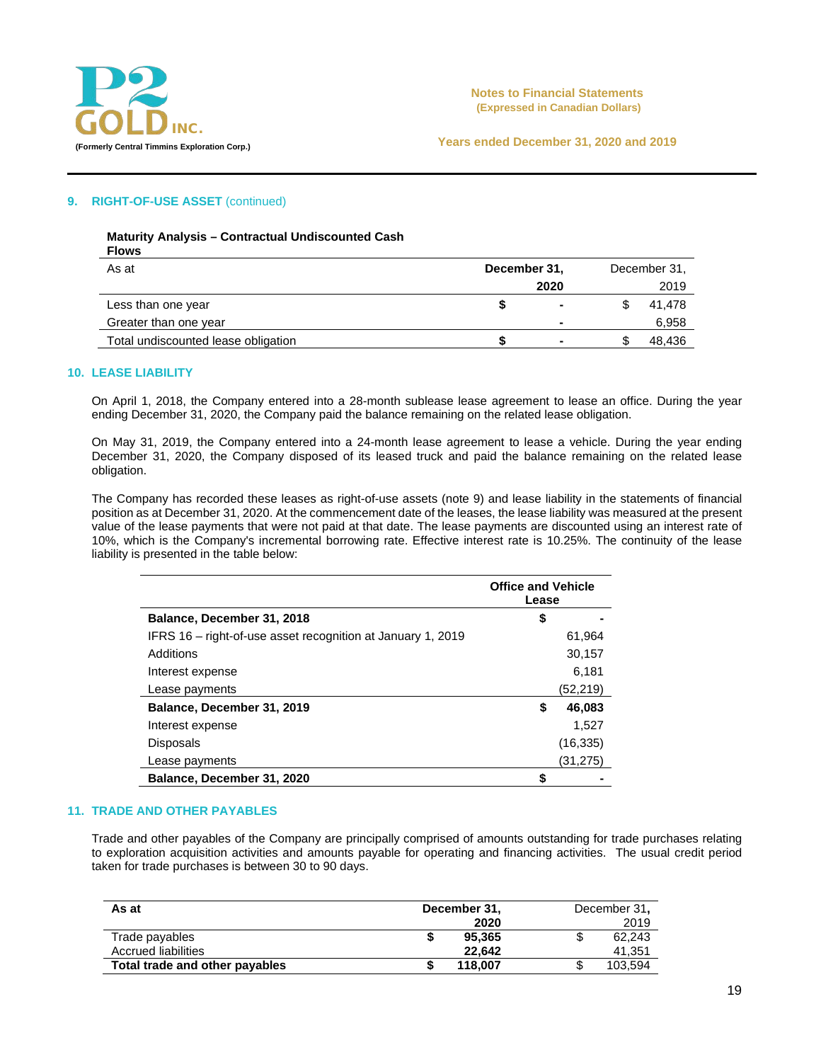## 9. RIGHT-OF-USE ASSET (continued)

**Maturity Analysis – Contractual Undiscounted Cash Flows**

| As at | December 31, 2020 | December 31, 2019 |
|---|---|---|
| Less than one year | $ - | $ 41,478 |
| Greater than one year | - | 6,958 |
| Total undiscounted lease obligation | $ - | $ 48,436 |

## 10. LEASE LIABILITY

On April 1, 2018, the Company entered into a 28-month sublease lease agreement to lease an office. During the year ending December 31, 2020, the Company paid the balance remaining on the related lease obligation.

On May 31, 2019, the Company entered into a 24-month lease agreement to lease a vehicle. During the year ending December 31, 2020, the Company disposed of its leased truck and paid the balance remaining on the related lease obligation.

The Company has recorded these leases as right-of-use assets (note 9) and lease liability in the statements of financial position as at December 31, 2020. At the commencement date of the leases, the lease liability was measured at the present value of the lease payments that were not paid at that date. The lease payments are discounted using an interest rate of 10%, which is the Company's incremental borrowing rate. Effective interest rate is 10.25%. The continuity of the lease liability is presented in the table below:

| | Office and Vehicle Lease |
|---|---|
| **Balance, December 31, 2018** | **$ -** |
| IFRS 16 – right-of-use asset recognition at January 1, 2019 | 61,964 |
| Additions | 30,157 |
| Interest expense | 6,181 |
| Lease payments | (52,219) |
| **Balance, December 31, 2019** | **$ 46,083** |
| Interest expense | 1,527 |
| Disposals | (16,335) |
| Lease payments | (31,275) |
| **Balance, December 31, 2020** | **$ -** |

## 11. TRADE AND OTHER PAYABLES

Trade and other payables of the Company are principally comprised of amounts outstanding for trade purchases relating to exploration acquisition activities and amounts payable for operating and financing activities. The usual credit period taken for trade purchases is between 30 to 90 days.

| As at | December 31, 2020 | December 31, 2019 |
|---|---|---|
| Trade payables | **$ 95,365** | $ 62,243 |
| Accrued liabilities | **22,642** | 41,351 |
| **Total trade and other payables** | **$ 118,007** | $ 103,594 |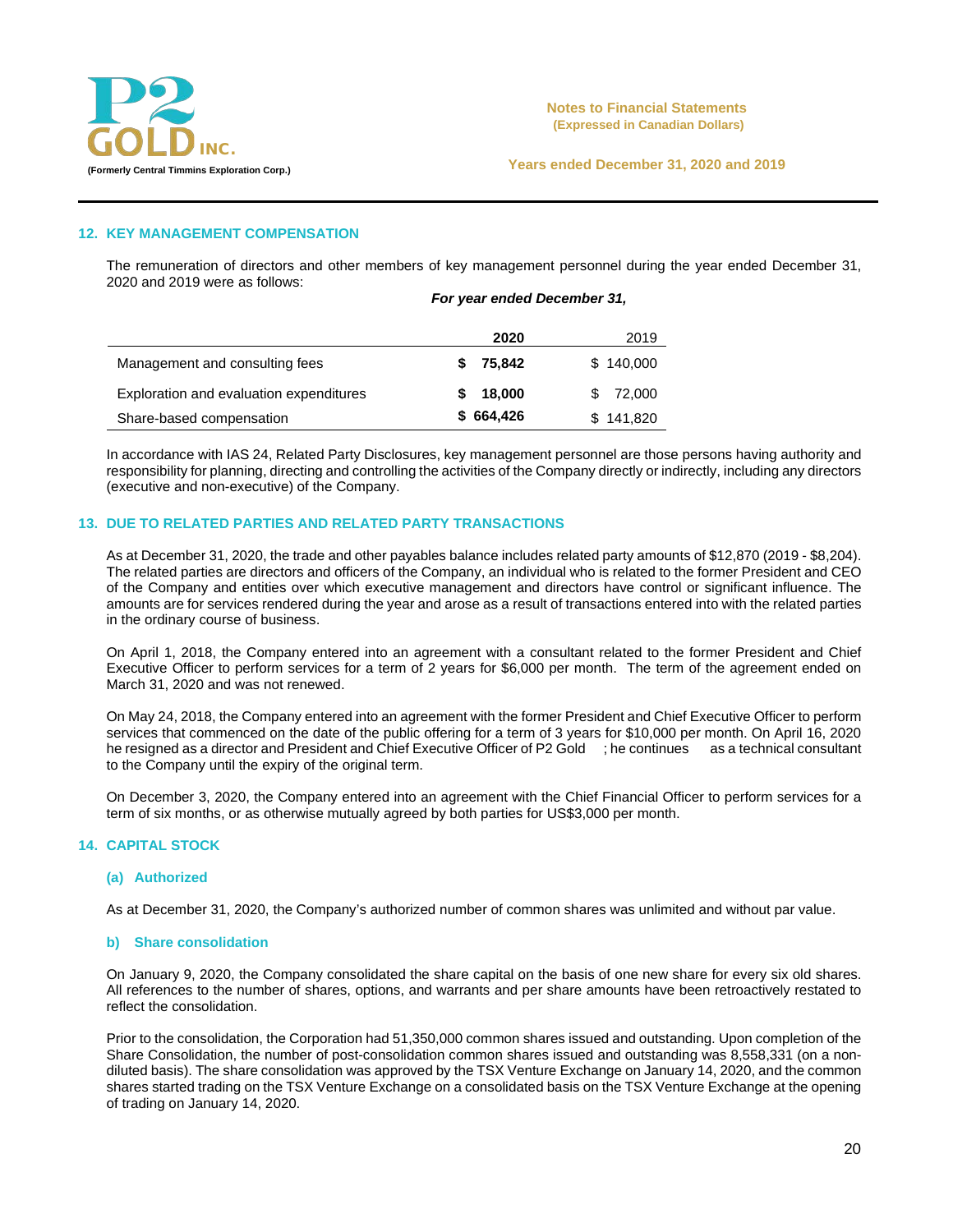## 12. KEY MANAGEMENT COMPENSATION

The remuneration of directors and other members of key management personnel during the year ended December 31, 2020 and 2019 were as follows:

| | *For year ended December 31,* | |
|---|---|---|
| | **2020** | 2019 |
| Management and consulting fees | **$ 75,842** | $ 140,000 |
| Exploration and evaluation expenditures | **$ 18,000** | $ 72,000 |
| Share-based compensation | **$ 664,426** | $ 141,820 |

In accordance with IAS 24, Related Party Disclosures, key management personnel are those persons having authority and responsibility for planning, directing and controlling the activities of the Company directly or indirectly, including any directors (executive and non-executive) of the Company.

## 13. DUE TO RELATED PARTIES AND RELATED PARTY TRANSACTIONS

As at December 31, 2020, the trade and other payables balance includes related party amounts of $12,870 (2019 - $8,204). The related parties are directors and officers of the Company, an individual who is related to the former President and CEO of the Company and entities over which executive management and directors have control or significant influence. The amounts are for services rendered during the year and arose as a result of transactions entered into with the related parties in the ordinary course of business.

On April 1, 2018, the Company entered into an agreement with a consultant related to the former President and Chief Executive Officer to perform services for a term of 2 years for $6,000 per month. The term of the agreement ended on March 31, 2020 and was not renewed.

On May 24, 2018, the Company entered into an agreement with the former President and Chief Executive Officer to perform services that commenced on the date of the public offering for a term of 3 years for $10,000 per month. On April 16, 2020 he resigned as a director and President and Chief Executive Officer of P2 Gold ; he continues as a technical consultant to the Company until the expiry of the original term.

On December 3, 2020, the Company entered into an agreement with the Chief Financial Officer to perform services for a term of six months, or as otherwise mutually agreed by both parties for US$3,000 per month.

## 14. CAPITAL STOCK

### (a) Authorized

As at December 31, 2020, the Company's authorized number of common shares was unlimited and without par value.

### b) Share consolidation

On January 9, 2020, the Company consolidated the share capital on the basis of one new share for every six old shares. All references to the number of shares, options, and warrants and per share amounts have been retroactively restated to reflect the consolidation.

Prior to the consolidation, the Corporation had 51,350,000 common shares issued and outstanding. Upon completion of the Share Consolidation, the number of post-consolidation common shares issued and outstanding was 8,558,331 (on a non-diluted basis). The share consolidation was approved by the TSX Venture Exchange on January 14, 2020, and the common shares started trading on the TSX Venture Exchange on a consolidated basis on the TSX Venture Exchange at the opening of trading on January 14, 2020.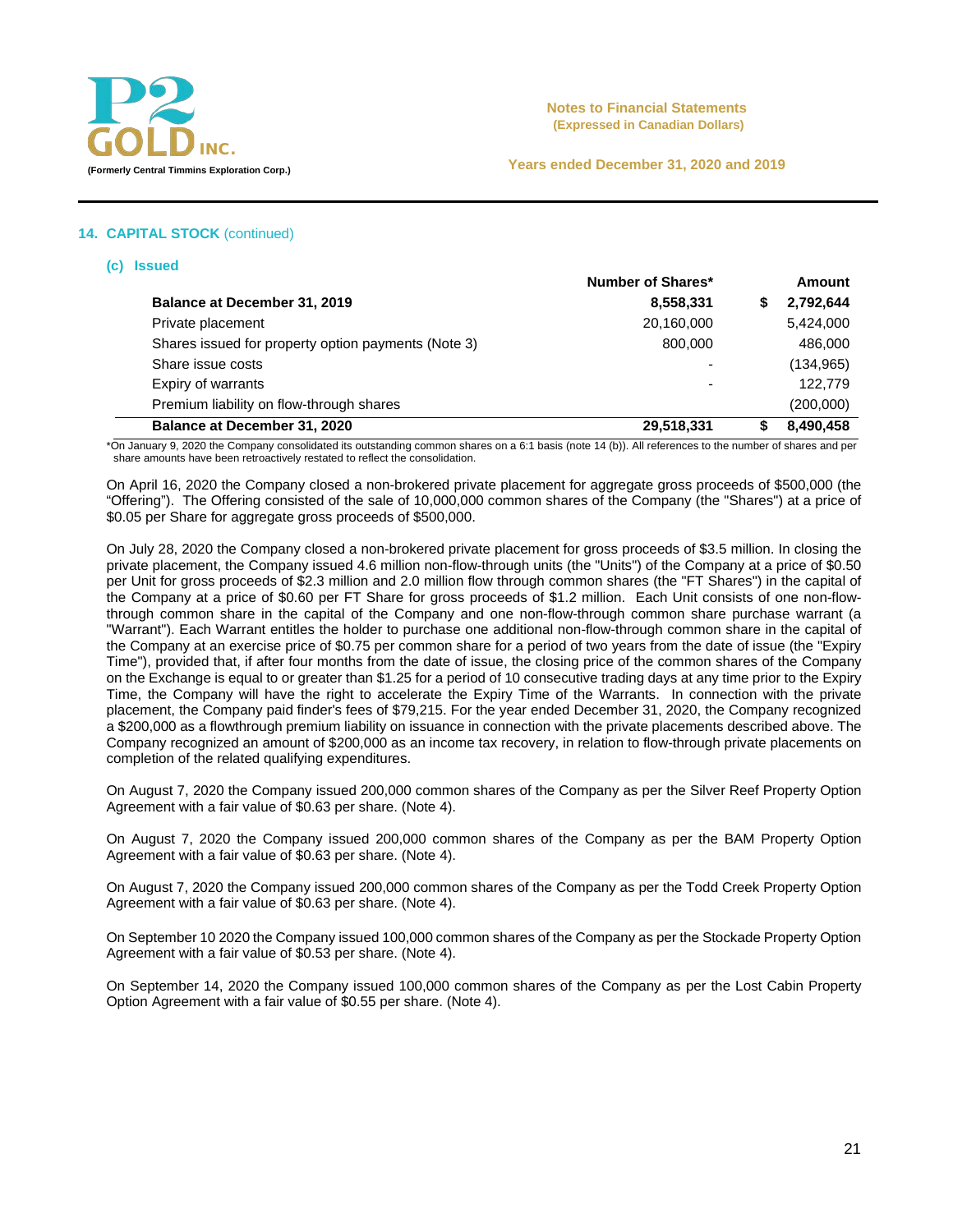## 14. CAPITAL STOCK (continued)

### (c) Issued

| | Number of Shares* | | Amount |
|---|---|---|---|
| **Balance at December 31, 2019** | **8,558,331** | **$** | **2,792,644** |
| Private placement | 20,160,000 | | 5,424,000 |
| Shares issued for property option payments (Note 3) | 800,000 | | 486,000 |
| Share issue costs | - | | (134,965) |
| Expiry of warrants | - | | 122,779 |
| Premium liability on flow-through shares | | | (200,000) |
| **Balance at December 31, 2020** | **29,518,331** | **$** | **8,490,458** |

*On January 9, 2020 the Company consolidated its outstanding common shares on a 6:1 basis (note 14 (b)). All references to the number of shares and per share amounts have been retroactively restated to reflect the consolidation.

On April 16, 2020 the Company closed a non-brokered private placement for aggregate gross proceeds of $500,000 (the "Offering"). The Offering consisted of the sale of 10,000,000 common shares of the Company (the "Shares") at a price of $0.05 per Share for aggregate gross proceeds of $500,000.

On July 28, 2020 the Company closed a non-brokered private placement for gross proceeds of $3.5 million. In closing the private placement, the Company issued 4.6 million non-flow-through units (the "Units") of the Company at a price of $0.50 per Unit for gross proceeds of $2.3 million and 2.0 million flow through common shares (the "FT Shares") in the capital of the Company at a price of $0.60 per FT Share for gross proceeds of $1.2 million. Each Unit consists of one non-flow-through common share in the capital of the Company and one non-flow-through common share purchase warrant (a "Warrant"). Each Warrant entitles the holder to purchase one additional non-flow-through common share in the capital of the Company at an exercise price of $0.75 per common share for a period of two years from the date of issue (the "Expiry Time"), provided that, if after four months from the date of issue, the closing price of the common shares of the Company on the Exchange is equal to or greater than $1.25 for a period of 10 consecutive trading days at any time prior to the Expiry Time, the Company will have the right to accelerate the Expiry Time of the Warrants. In connection with the private placement, the Company paid finder's fees of $79,215. For the year ended December 31, 2020, the Company recognized a $200,000 as a flowthrough premium liability on issuance in connection with the private placements described above. The Company recognized an amount of $200,000 as an income tax recovery, in relation to flow-through private placements on completion of the related qualifying expenditures.

On August 7, 2020 the Company issued 200,000 common shares of the Company as per the Silver Reef Property Option Agreement with a fair value of $0.63 per share. (Note 4).

On August 7, 2020 the Company issued 200,000 common shares of the Company as per the BAM Property Option Agreement with a fair value of $0.63 per share. (Note 4).

On August 7, 2020 the Company issued 200,000 common shares of the Company as per the Todd Creek Property Option Agreement with a fair value of $0.63 per share. (Note 4).

On September 10 2020 the Company issued 100,000 common shares of the Company as per the Stockade Property Option Agreement with a fair value of $0.53 per share. (Note 4).

On September 14, 2020 the Company issued 100,000 common shares of the Company as per the Lost Cabin Property Option Agreement with a fair value of $0.55 per share. (Note 4).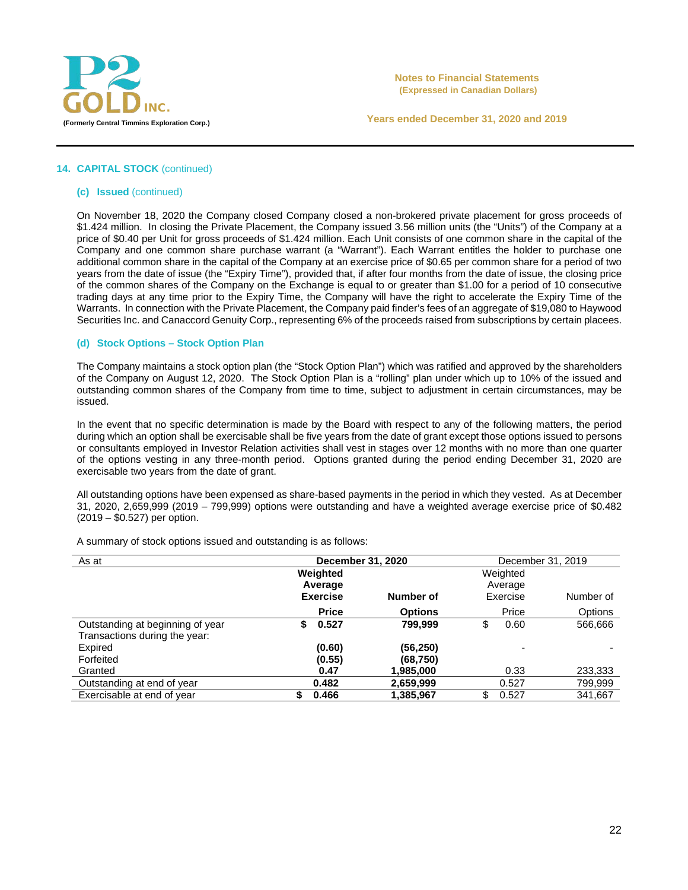### 14. CAPITAL STOCK (continued)

#### (c) Issued (continued)

On November 18, 2020 the Company closed Company closed a non-brokered private placement for gross proceeds of $1.424 million. In closing the Private Placement, the Company issued 3.56 million units (the "Units") of the Company at a price of $0.40 per Unit for gross proceeds of $1.424 million. Each Unit consists of one common share in the capital of the Company and one common share purchase warrant (a "Warrant"). Each Warrant entitles the holder to purchase one additional common share in the capital of the Company at an exercise price of $0.65 per common share for a period of two years from the date of issue (the "Expiry Time"), provided that, if after four months from the date of issue, the closing price of the common shares of the Company on the Exchange is equal to or greater than $1.00 for a period of 10 consecutive trading days at any time prior to the Expiry Time, the Company will have the right to accelerate the Expiry Time of the Warrants. In connection with the Private Placement, the Company paid finder's fees of an aggregate of $19,080 to Haywood Securities Inc. and Canaccord Genuity Corp., representing 6% of the proceeds raised from subscriptions by certain placees.

#### (d) Stock Options – Stock Option Plan

The Company maintains a stock option plan (the "Stock Option Plan") which was ratified and approved by the shareholders of the Company on August 12, 2020. The Stock Option Plan is a "rolling" plan under which up to 10% of the issued and outstanding common shares of the Company from time to time, subject to adjustment in certain circumstances, may be issued.

In the event that no specific determination is made by the Board with respect to any of the following matters, the period during which an option shall be exercisable shall be five years from the date of grant except those options issued to persons or consultants employed in Investor Relation activities shall vest in stages over 12 months with no more than one quarter of the options vesting in any three-month period. Options granted during the period ending December 31, 2020 are exercisable two years from the date of grant.

All outstanding options have been expensed as share-based payments in the period in which they vested. As at December 31, 2020, 2,659,999 (2019 – 799,999) options were outstanding and have a weighted average exercise price of $0.482 (2019 – $0.527) per option.

A summary of stock options issued and outstanding is as follows:

| As at | **December 31, 2020** | | December 31, 2019 | |
|---|---|---|---|---|
| | **Weighted Average Exercise Price** | **Number of Options** | Weighted Average Exercise Price | Number of Options |
| Outstanding at beginning of year | **$ 0.527** | **799,999** | $ 0.60 | 566,666 |
| Transactions during the year: | | | | |
| Expired | **(0.60)** | **(56,250)** | - | - |
| Forfeited | **(0.55)** | **(68,750)** | | |
| Granted | **0.47** | **1,985,000** | 0.33 | 233,333 |
| Outstanding at end of year | **0.482** | **2,659,999** | 0.527 | 799,999 |
| Exercisable at end of year | **$ 0.466** | **1,385,967** | $ 0.527 | 341,667 |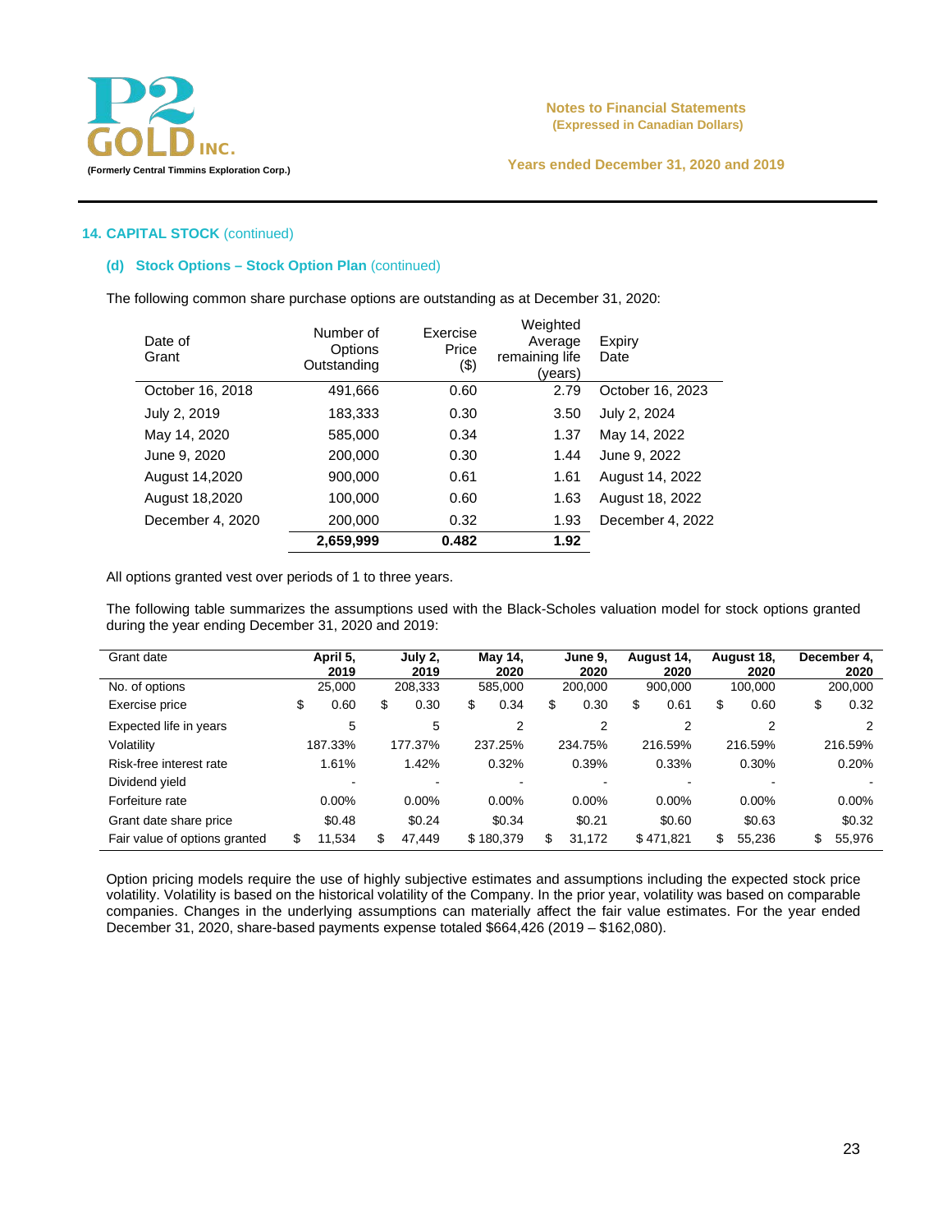## 14. CAPITAL STOCK (continued)

### (d) Stock Options – Stock Option Plan (continued)

The following common share purchase options are outstanding as at December 31, 2020:

| Date of Grant | Number of Options Outstanding | Exercise Price ($) | Weighted Average remaining life (years) | Expiry Date |
|---|---|---|---|---|
| October 16, 2018 | 491,666 | 0.60 | 2.79 | October 16, 2023 |
| July 2, 2019 | 183,333 | 0.30 | 3.50 | July 2, 2024 |
| May 14, 2020 | 585,000 | 0.34 | 1.37 | May 14, 2022 |
| June 9, 2020 | 200,000 | 0.30 | 1.44 | June 9, 2022 |
| August 14,2020 | 900,000 | 0.61 | 1.61 | August 14, 2022 |
| August 18,2020 | 100,000 | 0.60 | 1.63 | August 18, 2022 |
| December 4, 2020 | 200,000 | 0.32 | 1.93 | December 4, 2022 |
| | **2,659,999** | **0.482** | **1.92** | |

All options granted vest over periods of 1 to three years.

The following table summarizes the assumptions used with the Black-Scholes valuation model for stock options granted during the year ending December 31, 2020 and 2019:

| Grant date | April 5, 2019 | July 2, 2019 | May 14, 2020 | June 9, 2020 | August 14, 2020 | August 18, 2020 | December 4, 2020 |
|---|---|---|---|---|---|---|---|
| No. of options | 25,000 | 208,333 | 585,000 | 200,000 | 900,000 | 100,000 | 200,000 |
| Exercise price | $ 0.60 | $ 0.30 | $ 0.34 | $ 0.30 | $ 0.61 | $ 0.60 | $ 0.32 |
| Expected life in years | 5 | 5 | 2 | 2 | 2 | 2 | 2 |
| Volatility | 187.33% | 177.37% | 237.25% | 234.75% | 216.59% | 216.59% | 216.59% |
| Risk-free interest rate | 1.61% | 1.42% | 0.32% | 0.39% | 0.33% | 0.30% | 0.20% |
| Dividend yield | - | - | - | - | - | - | - |
| Forfeiture rate | 0.00% | 0.00% | 0.00% | 0.00% | 0.00% | 0.00% | 0.00% |
| Grant date share price | $0.48 | $0.24 | $0.34 | $0.21 | $0.60 | $0.63 | $0.32 |
| Fair value of options granted | $ 11,534 | $ 47,449 | $ 180,379 | $ 31,172 | $ 471,821 | $ 55,236 | $ 55,976 |

Option pricing models require the use of highly subjective estimates and assumptions including the expected stock price volatility. Volatility is based on the historical volatility of the Company. In the prior year, volatility was based on comparable companies. Changes in the underlying assumptions can materially affect the fair value estimates. For the year ended December 31, 2020, share-based payments expense totaled $664,426 (2019 – $162,080).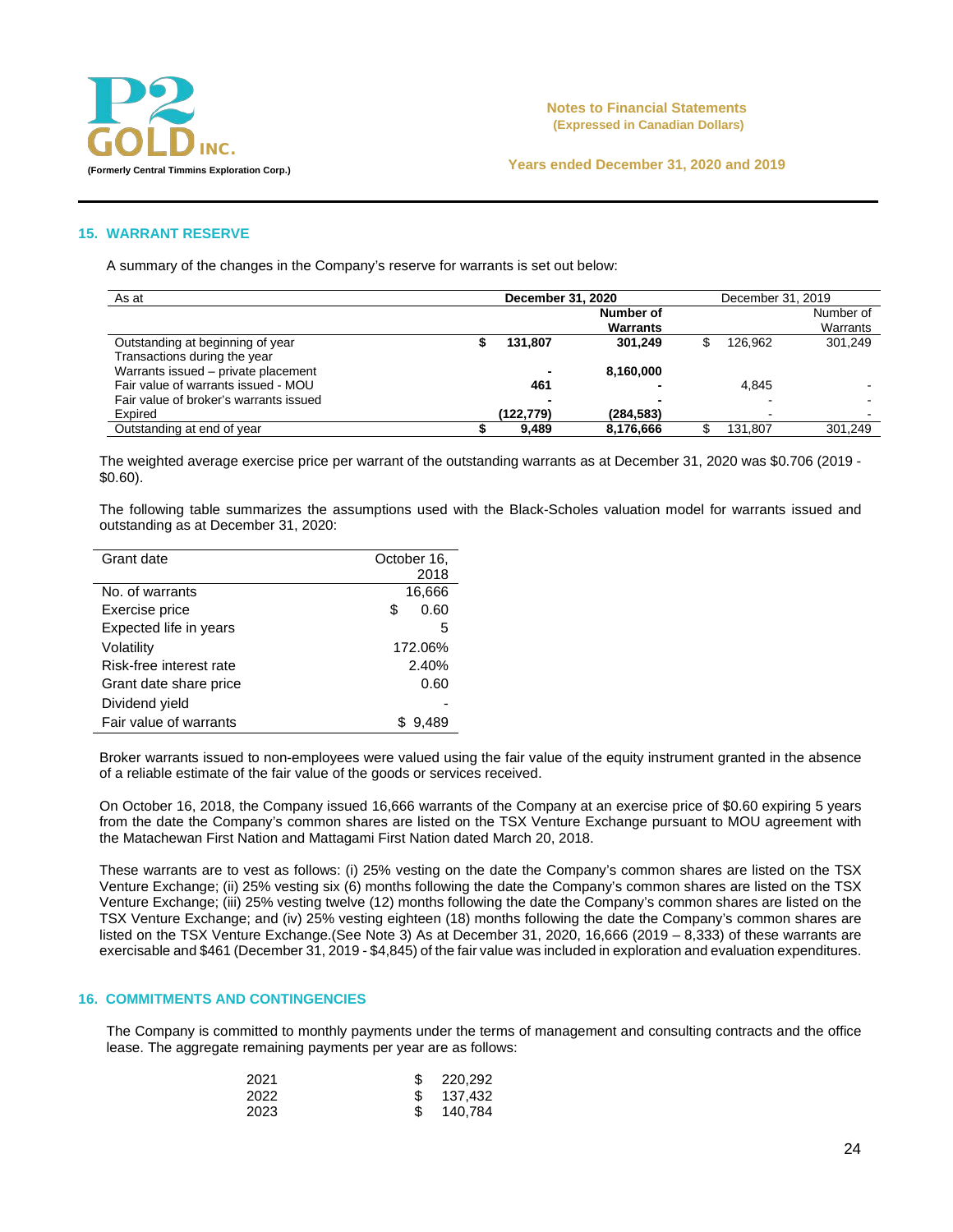## 15. WARRANT RESERVE

A summary of the changes in the Company's reserve for warrants is set out below:

| As at | December 31, 2020 | | December 31, 2019 | |
|---|---|---|---|---|
| | | Number of Warrants | | Number of Warrants |
| Outstanding at beginning of year | $ 131,807 | 301,249 | $ 126,962 | 301,249 |
| Transactions during the year | | | | |
| Warrants issued – private placement | - | 8,160,000 | | |
| Fair value of warrants issued - MOU | 461 | - | 4,845 | - |
| Fair value of broker's warrants issued | - | - | - | - |
| Expired | (122,779) | (284,583) | - | - |
| Outstanding at end of year | $ 9,489 | 8,176,666 | $ 131,807 | 301,249 |

The weighted average exercise price per warrant of the outstanding warrants as at December 31, 2020 was $0.706 (2019 - $0.60).

The following table summarizes the assumptions used with the Black-Scholes valuation model for warrants issued and outstanding as at December 31, 2020:

| Grant date | October 16, 2018 |
|---|---|
| No. of warrants | 16,666 |
| Exercise price | $ 0.60 |
| Expected life in years | 5 |
| Volatility | 172.06% |
| Risk-free interest rate | 2.40% |
| Grant date share price | 0.60 |
| Dividend yield | - |
| Fair value of warrants | $ 9,489 |

Broker warrants issued to non-employees were valued using the fair value of the equity instrument granted in the absence of a reliable estimate of the fair value of the goods or services received.

On October 16, 2018, the Company issued 16,666 warrants of the Company at an exercise price of $0.60 expiring 5 years from the date the Company's common shares are listed on the TSX Venture Exchange pursuant to MOU agreement with the Matachewan First Nation and Mattagami First Nation dated March 20, 2018.

These warrants are to vest as follows: (i) 25% vesting on the date the Company's common shares are listed on the TSX Venture Exchange; (ii) 25% vesting six (6) months following the date the Company's common shares are listed on the TSX Venture Exchange; (iii) 25% vesting twelve (12) months following the date the Company's common shares are listed on the TSX Venture Exchange; and (iv) 25% vesting eighteen (18) months following the date the Company's common shares are listed on the TSX Venture Exchange.(See Note 3) As at December 31, 2020, 16,666 (2019 – 8,333) of these warrants are exercisable and $461 (December 31, 2019 - $4,845) of the fair value was included in exploration and evaluation expenditures.

## 16. COMMITMENTS AND CONTINGENCIES

The Company is committed to monthly payments under the terms of management and consulting contracts and the office lease. The aggregate remaining payments per year are as follows:

| | |
|---|---|
| 2021 | $ 220,292 |
| 2022 | $ 137,432 |
| 2023 | $ 140,784 |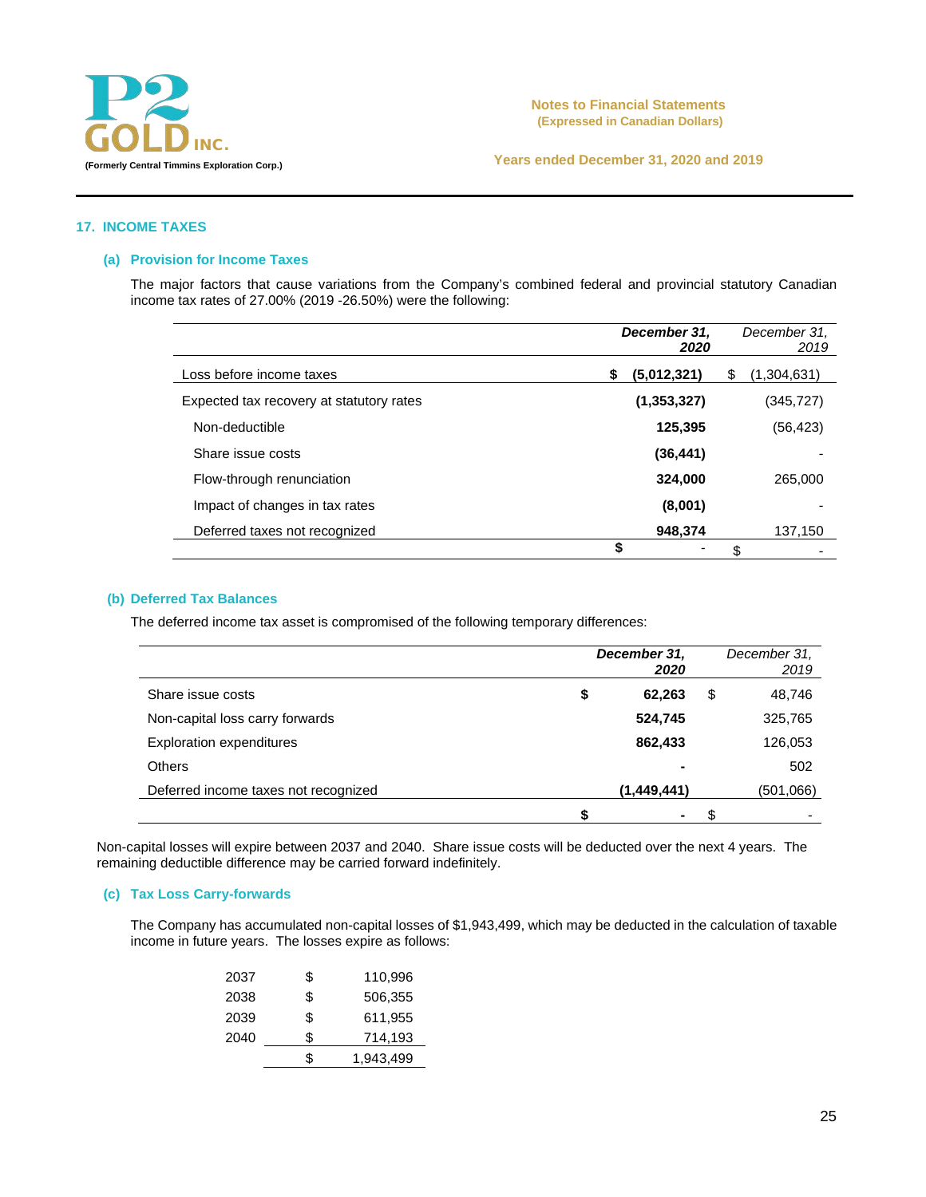## 17. INCOME TAXES

### (a) Provision for Income Taxes

The major factors that cause variations from the Company's combined federal and provincial statutory Canadian income tax rates of 27.00% (2019 -26.50%) were the following:

| | ***December 31, 2020*** | *December 31, 2019* |
|---|---|---|
| Loss before income taxes | **$ (5,012,321)** | $ (1,304,631) |
| Expected tax recovery at statutory rates | **(1,353,327)** | (345,727) |
| Non-deductible | **125,395** | (56,423) |
| Share issue costs | **(36,441)** | - |
| Flow-through renunciation | **324,000** | 265,000 |
| Impact of changes in tax rates | **(8,001)** | - |
| Deferred taxes not recognized | **948,374** | 137,150 |
| | **$ -** | $ - |

### (b) Deferred Tax Balances

The deferred income tax asset is compromised of the following temporary differences:

| | ***December 31, 2020*** | *December 31, 2019* |
|---|---|---|
| Share issue costs | **$ 62,263** | $ 48,746 |
| Non-capital loss carry forwards | **524,745** | 325,765 |
| Exploration expenditures | **862,433** | 126,053 |
| Others | **-** | 502 |
| Deferred income taxes not recognized | **(1,449,441)** | (501,066) |
| | **$ -** | $ - |

Non-capital losses will expire between 2037 and 2040. Share issue costs will be deducted over the next 4 years. The remaining deductible difference may be carried forward indefinitely.

### (c) Tax Loss Carry-forwards

The Company has accumulated non-capital losses of $1,943,499, which may be deducted in the calculation of taxable income in future years. The losses expire as follows:

| | |
|---|---|
| 2037 | $ 110,996 |
| 2038 | $ 506,355 |
| 2039 | $ 611,955 |
| 2040 | $ 714,193 |
| | $ 1,943,499 |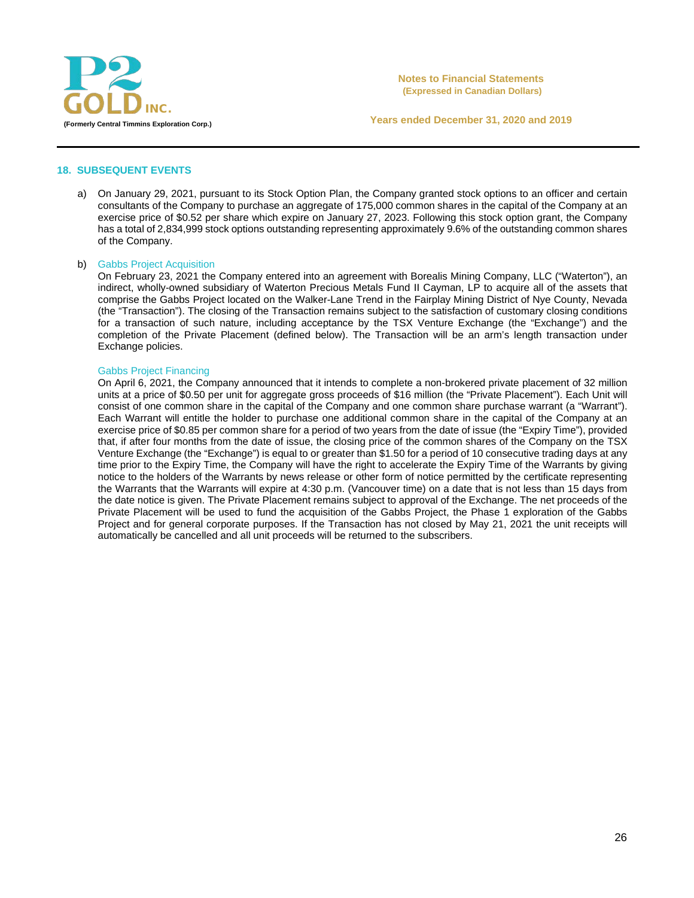## 18. SUBSEQUENT EVENTS

a) On January 29, 2021, pursuant to its Stock Option Plan, the Company granted stock options to an officer and certain consultants of the Company to purchase an aggregate of 175,000 common shares in the capital of the Company at an exercise price of $0.52 per share which expire on January 27, 2023. Following this stock option grant, the Company has a total of 2,834,999 stock options outstanding representing approximately 9.6% of the outstanding common shares of the Company.

b) Gabbs Project Acquisition

On February 23, 2021 the Company entered into an agreement with Borealis Mining Company, LLC ("Waterton"), an indirect, wholly-owned subsidiary of Waterton Precious Metals Fund II Cayman, LP to acquire all of the assets that comprise the Gabbs Project located on the Walker-Lane Trend in the Fairplay Mining District of Nye County, Nevada (the "Transaction"). The closing of the Transaction remains subject to the satisfaction of customary closing conditions for a transaction of such nature, including acceptance by the TSX Venture Exchange (the "Exchange") and the completion of the Private Placement (defined below). The Transaction will be an arm's length transaction under Exchange policies.

Gabbs Project Financing

On April 6, 2021, the Company announced that it intends to complete a non-brokered private placement of 32 million units at a price of $0.50 per unit for aggregate gross proceeds of $16 million (the "Private Placement"). Each Unit will consist of one common share in the capital of the Company and one common share purchase warrant (a "Warrant"). Each Warrant will entitle the holder to purchase one additional common share in the capital of the Company at an exercise price of $0.85 per common share for a period of two years from the date of issue (the "Expiry Time"), provided that, if after four months from the date of issue, the closing price of the common shares of the Company on the TSX Venture Exchange (the "Exchange") is equal to or greater than $1.50 for a period of 10 consecutive trading days at any time prior to the Expiry Time, the Company will have the right to accelerate the Expiry Time of the Warrants by giving notice to the holders of the Warrants by news release or other form of notice permitted by the certificate representing the Warrants that the Warrants will expire at 4:30 p.m. (Vancouver time) on a date that is not less than 15 days from the date notice is given. The Private Placement remains subject to approval of the Exchange. The net proceeds of the Private Placement will be used to fund the acquisition of the Gabbs Project, the Phase 1 exploration of the Gabbs Project and for general corporate purposes. If the Transaction has not closed by May 21, 2021 the unit receipts will automatically be cancelled and all unit proceeds will be returned to the subscribers.